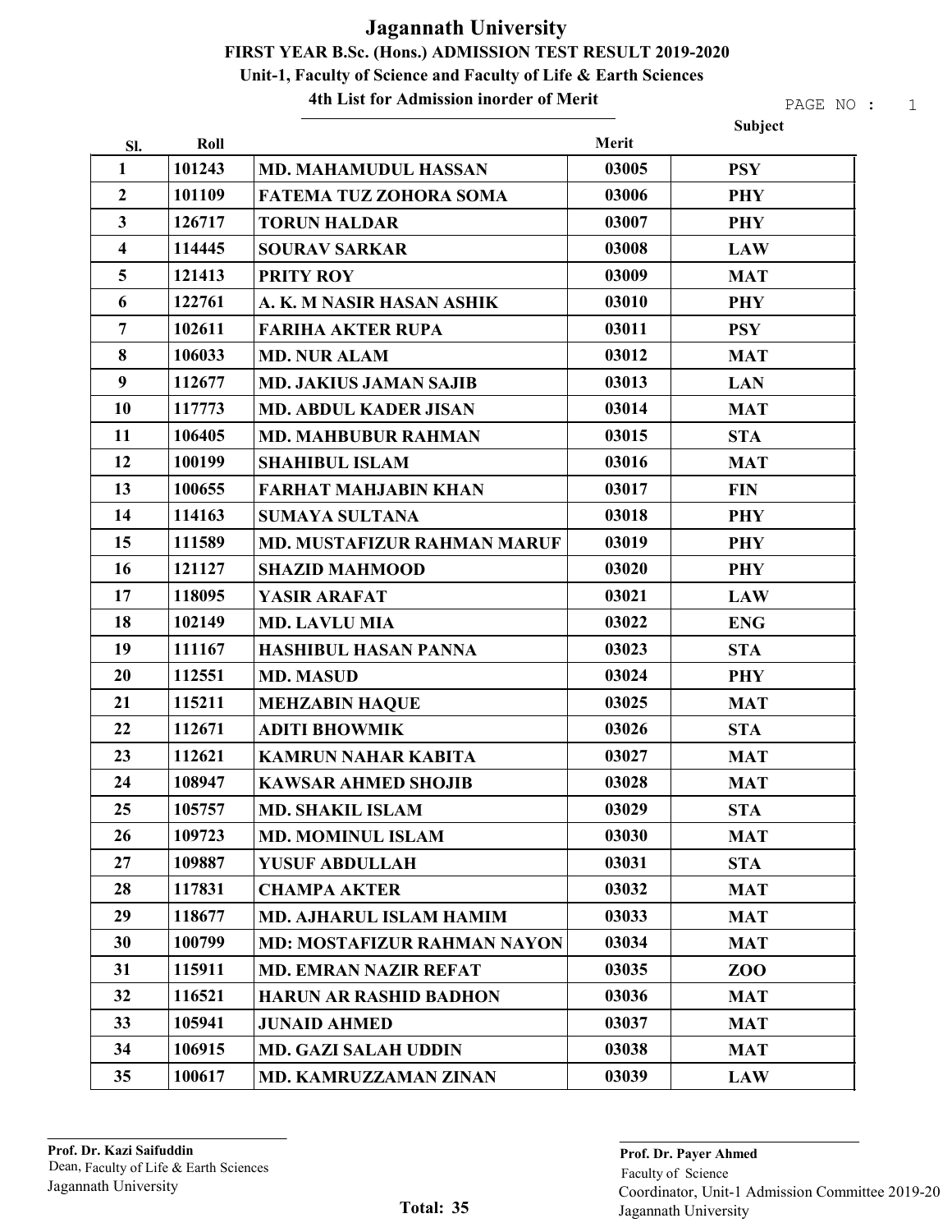# Jagannath University

## FIRST YEAR B.Sc. (Hons.) ADMISSION TEST RESULT 2019-2020

### Unit-1, Faculty of Science and Faculty of Life & Earth Sciences

### 4th List for Admission inorder of Merit

| Sl. | Roll | | Merit | Subject |
|---|---|---|---|---|
| 1 | 101243 | MD. MAHAMUDUL HASSAN | 03005 | PSY |
| 2 | 101109 | FATEMA TUZ ZOHORA SOMA | 03006 | PHY |
| 3 | 126717 | TORUN HALDAR | 03007 | PHY |
| 4 | 114445 | SOURAV SARKAR | 03008 | LAW |
| 5 | 121413 | PRITY ROY | 03009 | MAT |
| 6 | 122761 | A. K. M NASIR HASAN ASHIK | 03010 | PHY |
| 7 | 102611 | FARIHA AKTER RUPA | 03011 | PSY |
| 8 | 106033 | MD. NUR ALAM | 03012 | MAT |
| 9 | 112677 | MD. JAKIUS JAMAN SAJIB | 03013 | LAN |
| 10 | 117773 | MD. ABDUL KADER JISAN | 03014 | MAT |
| 11 | 106405 | MD. MAHBUBUR RAHMAN | 03015 | STA |
| 12 | 100199 | SHAHIBUL ISLAM | 03016 | MAT |
| 13 | 100655 | FARHAT MAHJABIN KHAN | 03017 | FIN |
| 14 | 114163 | SUMAYA SULTANA | 03018 | PHY |
| 15 | 111589 | MD. MUSTAFIZUR RAHMAN MARUF | 03019 | PHY |
| 16 | 121127 | SHAZID MAHMOOD | 03020 | PHY |
| 17 | 118095 | YASIR ARAFAT | 03021 | LAW |
| 18 | 102149 | MD. LAVLU MIA | 03022 | ENG |
| 19 | 111167 | HASHIBUL HASAN PANNA | 03023 | STA |
| 20 | 112551 | MD. MASUD | 03024 | PHY |
| 21 | 115211 | MEHZABIN HAQUE | 03025 | MAT |
| 22 | 112671 | ADITI BHOWMIK | 03026 | STA |
| 23 | 112621 | KAMRUN NAHAR KABITA | 03027 | MAT |
| 24 | 108947 | KAWSAR AHMED SHOJIB | 03028 | MAT |
| 25 | 105757 | MD. SHAKIL ISLAM | 03029 | STA |
| 26 | 109723 | MD. MOMINUL ISLAM | 03030 | MAT |
| 27 | 109887 | YUSUF ABDULLAH | 03031 | STA |
| 28 | 117831 | CHAMPA AKTER | 03032 | MAT |
| 29 | 118677 | MD. AJHARUL ISLAM HAMIM | 03033 | MAT |
| 30 | 100799 | MD: MOSTAFIZUR RAHMAN NAYON | 03034 | MAT |
| 31 | 115911 | MD. EMRAN NAZIR REFAT | 03035 | ZOO |
| 32 | 116521 | HARUN AR RASHID BADHON | 03036 | MAT |
| 33 | 105941 | JUNAID AHMED | 03037 | MAT |
| 34 | 106915 | MD. GAZI SALAH UDDIN | 03038 | MAT |
| 35 | 100617 | MD. KAMRUZZAMAN ZINAN | 03039 | LAW |

**Prof. Dr. Kazi Saifuddin**
Dean, Faculty of Life & Earth Sciences
Jagannath University

**Total: 35**

**Prof. Dr. Payer Ahmed**
Faculty of Science
Coordinator, Unit-1 Admission Committee 2019-20
Jagannath University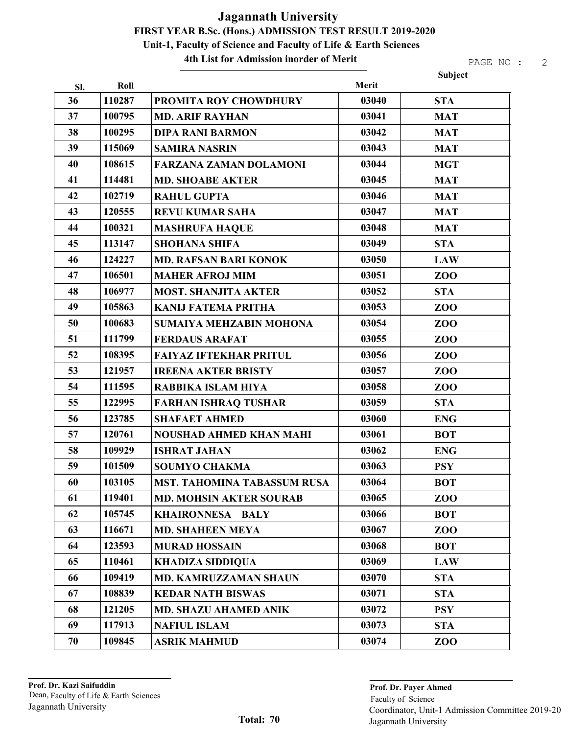# Jagannath University

## FIRST YEAR B.Sc. (Hons.) ADMISSION TEST RESULT 2019-2020

### Unit-1, Faculty of Science and Faculty of Life & Earth Sciences

### 4th List for Admission inorder of Merit

| Sl. | Roll | | Merit | Subject |
|---|---|---|---|---|
| 36 | 110287 | PROMITA ROY CHOWDHURY | 03040 | STA |
| 37 | 100795 | MD. ARIF RAYHAN | 03041 | MAT |
| 38 | 100295 | DIPA RANI BARMON | 03042 | MAT |
| 39 | 115069 | SAMIRA NASRIN | 03043 | MAT |
| 40 | 108615 | FARZANA ZAMAN DOLAMONI | 03044 | MGT |
| 41 | 114481 | MD. SHOABE AKTER | 03045 | MAT |
| 42 | 102719 | RAHUL GUPTA | 03046 | MAT |
| 43 | 120555 | REVU KUMAR SAHA | 03047 | MAT |
| 44 | 100321 | MASHRUFA HAQUE | 03048 | MAT |
| 45 | 113147 | SHOHANA SHIFA | 03049 | STA |
| 46 | 124227 | MD. RAFSAN BARI KONOK | 03050 | LAW |
| 47 | 106501 | MAHER AFROJ MIM | 03051 | ZOO |
| 48 | 106977 | MOST. SHANJITA AKTER | 03052 | STA |
| 49 | 105863 | KANIJ FATEMA PRITHA | 03053 | ZOO |
| 50 | 100683 | SUMAIYA MEHZABIN MOHONA | 03054 | ZOO |
| 51 | 111799 | FERDAUS ARAFAT | 03055 | ZOO |
| 52 | 108395 | FAIYAZ IFTEKHAR PRITUL | 03056 | ZOO |
| 53 | 121957 | IREENA AKTER BRISTY | 03057 | ZOO |
| 54 | 111595 | RABBIKA ISLAM HIYA | 03058 | ZOO |
| 55 | 122995 | FARHAN ISHRAQ TUSHAR | 03059 | STA |
| 56 | 123785 | SHAFAET AHMED | 03060 | ENG |
| 57 | 120761 | NOUSHAD AHMED KHAN MAHI | 03061 | BOT |
| 58 | 109929 | ISHRAT JAHAN | 03062 | ENG |
| 59 | 101509 | SOUMYO CHAKMA | 03063 | PSY |
| 60 | 103105 | MST. TAHOMINA TABASSUM RUSA | 03064 | BOT |
| 61 | 119401 | MD. MOHSIN AKTER SOURAB | 03065 | ZOO |
| 62 | 105745 | KHAIRONNESA BALY | 03066 | BOT |
| 63 | 116671 | MD. SHAHEEN MEYA | 03067 | ZOO |
| 64 | 123593 | MURAD HOSSAIN | 03068 | BOT |
| 65 | 110461 | KHADIZA SIDDIQUA | 03069 | LAW |
| 66 | 109419 | MD. KAMRUZZAMAN SHAUN | 03070 | STA |
| 67 | 108839 | KEDAR NATH BISWAS | 03071 | STA |
| 68 | 121205 | MD. SHAZU AHAMED ANIK | 03072 | PSY |
| 69 | 117913 | NAFIUL ISLAM | 03073 | STA |
| 70 | 109845 | ASRIK MAHMUD | 03074 | ZOO |

**Prof. Dr. Kazi Saifuddin**
Dean, Faculty of Life & Earth Sciences
Jagannath University

**Total: 70**

**Prof. Dr. Payer Ahmed**
Faculty of Science
Coordinator, Unit-1 Admission Committee 2019-20
Jagannath University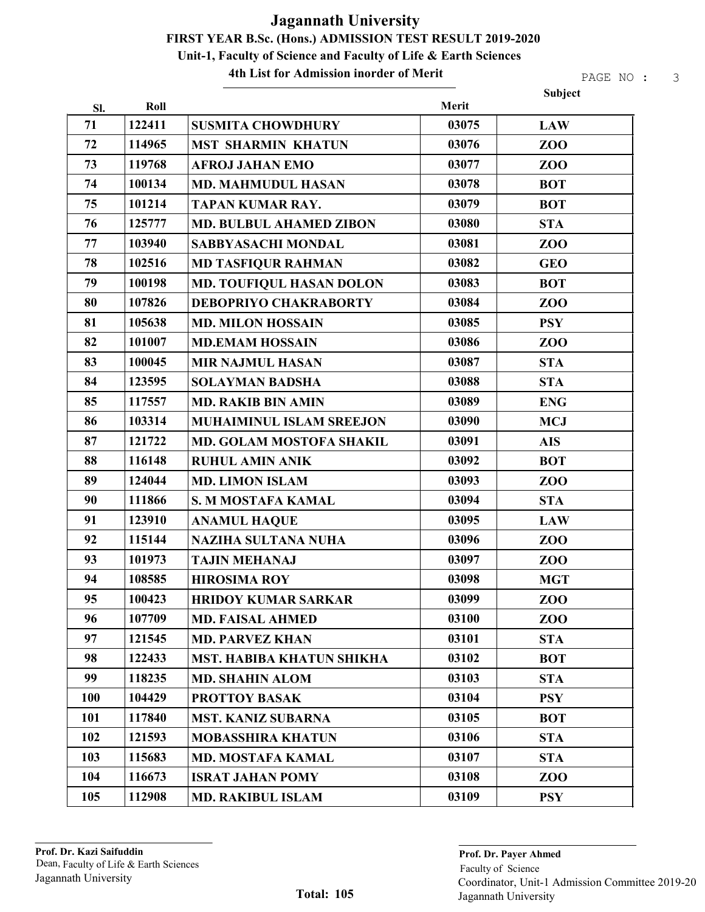# Jagannath University

## FIRST YEAR B.Sc. (Hons.) ADMISSION TEST RESULT 2019-2020

### Unit-1, Faculty of Science and Faculty of Life & Earth Sciences

### 4th List for Admission inorder of Merit

| Sl. | Roll | | Merit | Subject |
|---|---|---|---|---|
| 71 | 122411 | SUSMITA CHOWDHURY | 03075 | LAW |
| 72 | 114965 | MST SHARMIN KHATUN | 03076 | ZOO |
| 73 | 119768 | AFROJ JAHAN EMO | 03077 | ZOO |
| 74 | 100134 | MD. MAHMUDUL HASAN | 03078 | BOT |
| 75 | 101214 | TAPAN KUMAR RAY. | 03079 | BOT |
| 76 | 125777 | MD. BULBUL AHAMED ZIBON | 03080 | STA |
| 77 | 103940 | SABBYASACHI MONDAL | 03081 | ZOO |
| 78 | 102516 | MD TASFIQUR RAHMAN | 03082 | GEO |
| 79 | 100198 | MD. TOUFIQUL HASAN DOLON | 03083 | BOT |
| 80 | 107826 | DEBOPRIYO CHAKRABORTY | 03084 | ZOO |
| 81 | 105638 | MD. MILON HOSSAIN | 03085 | PSY |
| 82 | 101007 | MD.EMAM HOSSAIN | 03086 | ZOO |
| 83 | 100045 | MIR NAJMUL HASAN | 03087 | STA |
| 84 | 123595 | SOLAYMAN BADSHA | 03088 | STA |
| 85 | 117557 | MD. RAKIB BIN AMIN | 03089 | ENG |
| 86 | 103314 | MUHAIMINUL ISLAM SREEJON | 03090 | MCJ |
| 87 | 121722 | MD. GOLAM MOSTOFA SHAKIL | 03091 | AIS |
| 88 | 116148 | RUHUL AMIN ANIK | 03092 | BOT |
| 89 | 124044 | MD. LIMON ISLAM | 03093 | ZOO |
| 90 | 111866 | S. M MOSTAFA KAMAL | 03094 | STA |
| 91 | 123910 | ANAMUL HAQUE | 03095 | LAW |
| 92 | 115144 | NAZIHA SULTANA NUHA | 03096 | ZOO |
| 93 | 101973 | TAJIN MEHANAJ | 03097 | ZOO |
| 94 | 108585 | HIROSIMA ROY | 03098 | MGT |
| 95 | 100423 | HRIDOY KUMAR SARKAR | 03099 | ZOO |
| 96 | 107709 | MD. FAISAL AHMED | 03100 | ZOO |
| 97 | 121545 | MD. PARVEZ KHAN | 03101 | STA |
| 98 | 122433 | MST. HABIBA KHATUN SHIKHA | 03102 | BOT |
| 99 | 118235 | MD. SHAHIN ALOM | 03103 | STA |
| 100 | 104429 | PROTTOY BASAK | 03104 | PSY |
| 101 | 117840 | MST. KANIZ SUBARNA | 03105 | BOT |
| 102 | 121593 | MOBASSHIRA KHATUN | 03106 | STA |
| 103 | 115683 | MD. MOSTAFA KAMAL | 03107 | STA |
| 104 | 116673 | ISRAT JAHAN POMY | 03108 | ZOO |
| 105 | 112908 | MD. RAKIBUL ISLAM | 03109 | PSY |

**Prof. Dr. Kazi Saifuddin**
Dean, Faculty of Life & Earth Sciences
Jagannath University

**Total: 105**

**Prof. Dr. Payer Ahmed**
Faculty of Science
Coordinator, Unit-1 Admission Committee 2019-20
Jagannath University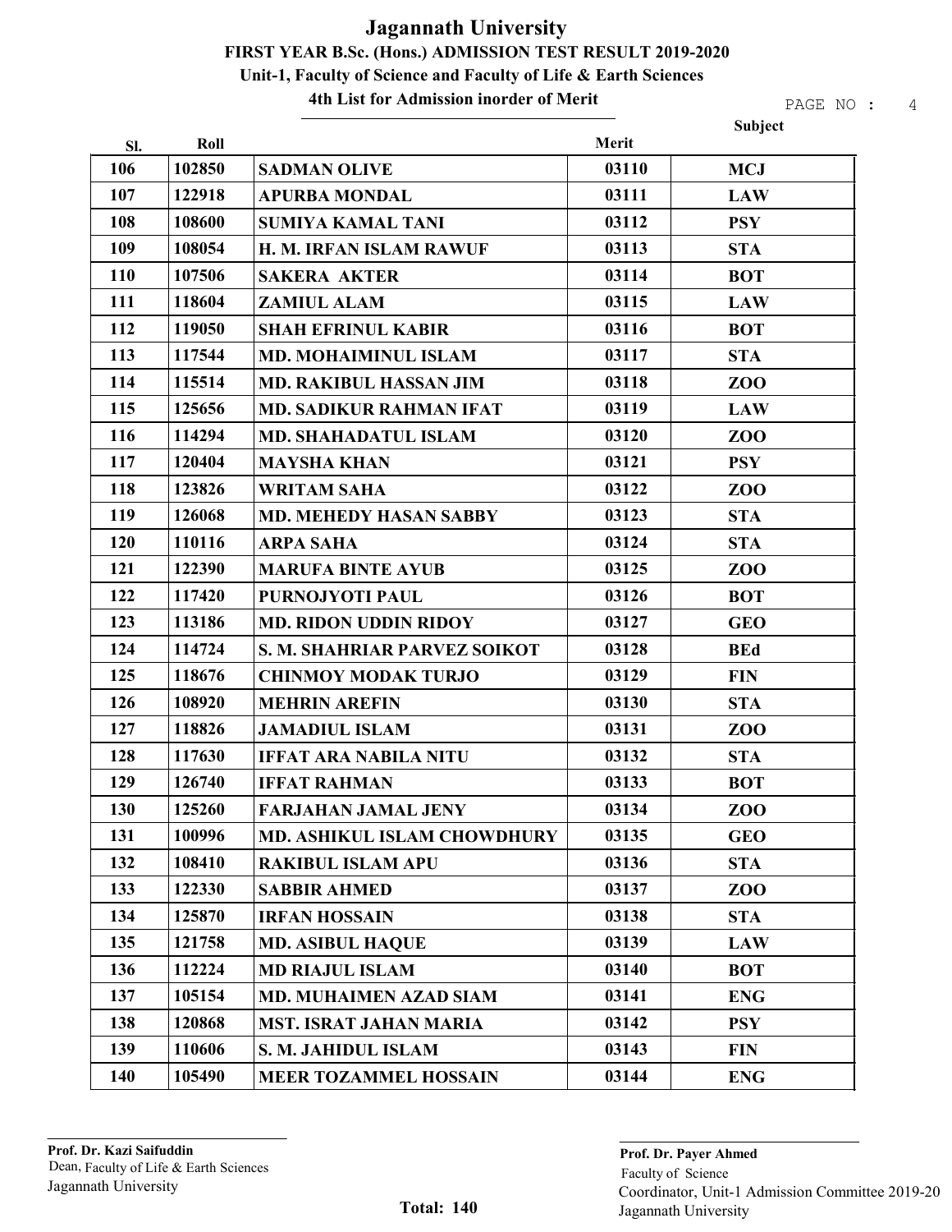# Jagannath University

## FIRST YEAR B.Sc. (Hons.) ADMISSION TEST RESULT 2019-2020

### Unit-1, Faculty of Science and Faculty of Life & Earth Sciences

### 4th List for Admission inorder of Merit

| Sl. | Roll | | Merit | Subject |
|---|---|---|---|---|
| 106 | 102850 | SADMAN OLIVE | 03110 | MCJ |
| 107 | 122918 | APURBA MONDAL | 03111 | LAW |
| 108 | 108600 | SUMIYA KAMAL TANI | 03112 | PSY |
| 109 | 108054 | H. M. IRFAN ISLAM RAWUF | 03113 | STA |
| 110 | 107506 | SAKERA AKTER | 03114 | BOT |
| 111 | 118604 | ZAMIUL ALAM | 03115 | LAW |
| 112 | 119050 | SHAH EFRINUL KABIR | 03116 | BOT |
| 113 | 117544 | MD. MOHAIMINUL ISLAM | 03117 | STA |
| 114 | 115514 | MD. RAKIBUL HASSAN JIM | 03118 | ZOO |
| 115 | 125656 | MD. SADIKUR RAHMAN IFAT | 03119 | LAW |
| 116 | 114294 | MD. SHAHADATUL ISLAM | 03120 | ZOO |
| 117 | 120404 | MAYSHA KHAN | 03121 | PSY |
| 118 | 123826 | WRITAM SAHA | 03122 | ZOO |
| 119 | 126068 | MD. MEHEDY HASAN SABBY | 03123 | STA |
| 120 | 110116 | ARPA SAHA | 03124 | STA |
| 121 | 122390 | MARUFA BINTE AYUB | 03125 | ZOO |
| 122 | 117420 | PURNOJYOTI PAUL | 03126 | BOT |
| 123 | 113186 | MD. RIDON UDDIN RIDOY | 03127 | GEO |
| 124 | 114724 | S. M. SHAHRIAR PARVEZ SOIKOT | 03128 | BEd |
| 125 | 118676 | CHINMOY MODAK TURJO | 03129 | FIN |
| 126 | 108920 | MEHRIN AREFIN | 03130 | STA |
| 127 | 118826 | JAMADIUL ISLAM | 03131 | ZOO |
| 128 | 117630 | IFFAT ARA NABILA NITU | 03132 | STA |
| 129 | 126740 | IFFAT RAHMAN | 03133 | BOT |
| 130 | 125260 | FARJAHAN JAMAL JENY | 03134 | ZOO |
| 131 | 100996 | MD. ASHIKUL ISLAM CHOWDHURY | 03135 | GEO |
| 132 | 108410 | RAKIBUL ISLAM APU | 03136 | STA |
| 133 | 122330 | SABBIR AHMED | 03137 | ZOO |
| 134 | 125870 | IRFAN HOSSAIN | 03138 | STA |
| 135 | 121758 | MD. ASIBUL HAQUE | 03139 | LAW |
| 136 | 112224 | MD RIAJUL ISLAM | 03140 | BOT |
| 137 | 105154 | MD. MUHAIMEN AZAD SIAM | 03141 | ENG |
| 138 | 120868 | MST. ISRAT JAHAN MARIA | 03142 | PSY |
| 139 | 110606 | S. M. JAHIDUL ISLAM | 03143 | FIN |
| 140 | 105490 | MEER TOZAMMEL HOSSAIN | 03144 | ENG |

**Prof. Dr. Kazi Saifuddin**
Dean, Faculty of Life & Earth Sciences
Jagannath University

**Total: 140**

**Prof. Dr. Payer Ahmed**
Faculty of Science
Coordinator, Unit-1 Admission Committee 2019-20
Jagannath University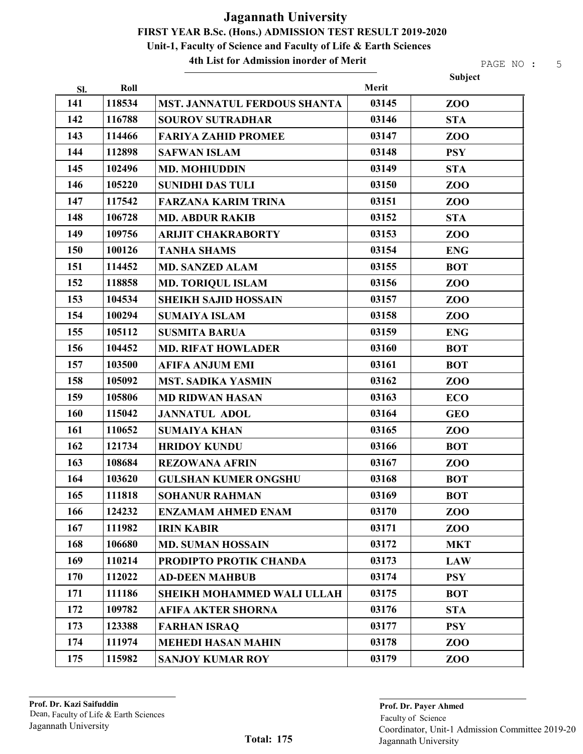# Jagannath University

## FIRST YEAR B.Sc. (Hons.) ADMISSION TEST RESULT 2019-2020

### Unit-1, Faculty of Science and Faculty of Life & Earth Sciences

### 4th List for Admission inorder of Merit

| Sl. | Roll | | Merit | Subject |
|---|---|---|---|---|
| 141 | 118534 | MST. JANNATUL FERDOUS SHANTA | 03145 | ZOO |
| 142 | 116788 | SOUROV SUTRADHAR | 03146 | STA |
| 143 | 114466 | FARIYA ZAHID PROMEE | 03147 | ZOO |
| 144 | 112898 | SAFWAN ISLAM | 03148 | PSY |
| 145 | 102496 | MD. MOHIUDDIN | 03149 | STA |
| 146 | 105220 | SUNIDHI DAS TULI | 03150 | ZOO |
| 147 | 117542 | FARZANA KARIM TRINA | 03151 | ZOO |
| 148 | 106728 | MD. ABDUR RAKIB | 03152 | STA |
| 149 | 109756 | ARIJIT CHAKRABORTY | 03153 | ZOO |
| 150 | 100126 | TANHA SHAMS | 03154 | ENG |
| 151 | 114452 | MD. SANZED ALAM | 03155 | BOT |
| 152 | 118858 | MD. TORIQUL ISLAM | 03156 | ZOO |
| 153 | 104534 | SHEIKH SAJID HOSSAIN | 03157 | ZOO |
| 154 | 100294 | SUMAIYA ISLAM | 03158 | ZOO |
| 155 | 105112 | SUSMITA BARUA | 03159 | ENG |
| 156 | 104452 | MD. RIFAT HOWLADER | 03160 | BOT |
| 157 | 103500 | AFIFA ANJUM EMI | 03161 | BOT |
| 158 | 105092 | MST. SADIKA YASMIN | 03162 | ZOO |
| 159 | 105806 | MD RIDWAN HASAN | 03163 | ECO |
| 160 | 115042 | JANNATUL ADOL | 03164 | GEO |
| 161 | 110652 | SUMAIYA KHAN | 03165 | ZOO |
| 162 | 121734 | HRIDOY KUNDU | 03166 | BOT |
| 163 | 108684 | REZOWANA AFRIN | 03167 | ZOO |
| 164 | 103620 | GULSHAN KUMER ONGSHU | 03168 | BOT |
| 165 | 111818 | SOHANUR RAHMAN | 03169 | BOT |
| 166 | 124232 | ENZAMAM AHMED ENAM | 03170 | ZOO |
| 167 | 111982 | IRIN KABIR | 03171 | ZOO |
| 168 | 106680 | MD. SUMAN HOSSAIN | 03172 | MKT |
| 169 | 110214 | PRODIPTO PROTIK CHANDA | 03173 | LAW |
| 170 | 112022 | AD-DEEN MAHBUB | 03174 | PSY |
| 171 | 111186 | SHEIKH MOHAMMED WALI ULLAH | 03175 | BOT |
| 172 | 109782 | AFIFA AKTER SHORNA | 03176 | STA |
| 173 | 123388 | FARHAN ISRAQ | 03177 | PSY |
| 174 | 111974 | MEHEDI HASAN MAHIN | 03178 | ZOO |
| 175 | 115982 | SANJOY KUMAR ROY | 03179 | ZOO |

**Prof. Dr. Kazi Saifuddin**
Dean, Faculty of Life & Earth Sciences
Jagannath University

**Total: 175**

**Prof. Dr. Payer Ahmed**
Faculty of Science
Coordinator, Unit-1 Admission Committee 2019-20
Jagannath University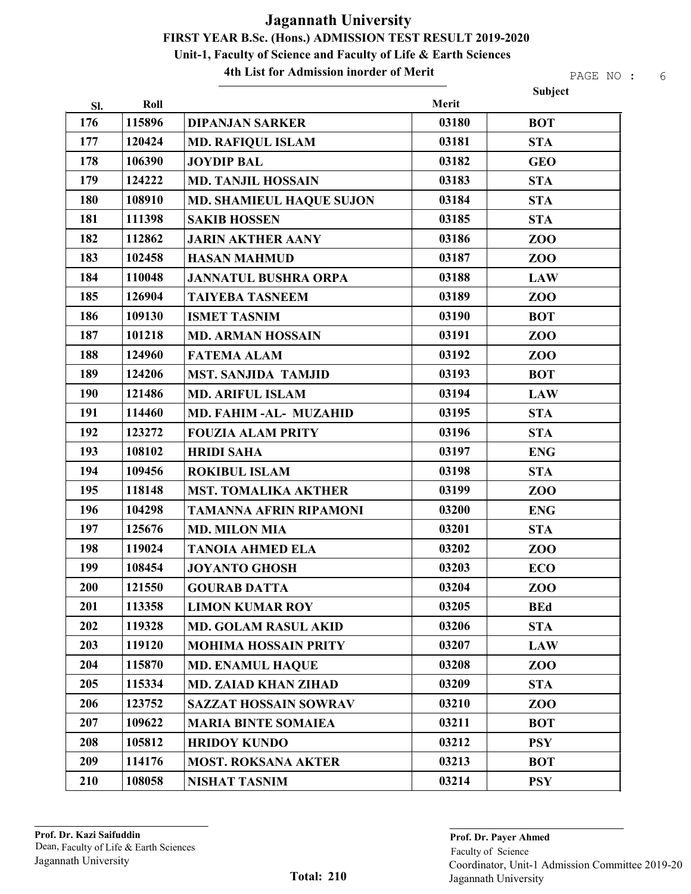# Jagannath University

## FIRST YEAR B.Sc. (Hons.) ADMISSION TEST RESULT 2019-2020

### Unit-1, Faculty of Science and Faculty of Life & Earth Sciences

### 4th List for Admission inorder of Merit

| Sl. | Roll | | Merit | Subject |
|---|---|---|---|---|
| 176 | 115896 | DIPANJAN SARKER | 03180 | BOT |
| 177 | 120424 | MD. RAFIQUL ISLAM | 03181 | STA |
| 178 | 106390 | JOYDIP BAL | 03182 | GEO |
| 179 | 124222 | MD. TANJIL HOSSAIN | 03183 | STA |
| 180 | 108910 | MD. SHAMIEUL HAQUE SUJON | 03184 | STA |
| 181 | 111398 | SAKIB HOSSEN | 03185 | STA |
| 182 | 112862 | JARIN AKTHER AANY | 03186 | ZOO |
| 183 | 102458 | HASAN MAHMUD | 03187 | ZOO |
| 184 | 110048 | JANNATUL BUSHRA ORPA | 03188 | LAW |
| 185 | 126904 | TAIYEBA TASNEEM | 03189 | ZOO |
| 186 | 109130 | ISMET TASNIM | 03190 | BOT |
| 187 | 101218 | MD. ARMAN HOSSAIN | 03191 | ZOO |
| 188 | 124960 | FATEMA ALAM | 03192 | ZOO |
| 189 | 124206 | MST. SANJIDA TAMJID | 03193 | BOT |
| 190 | 121486 | MD. ARIFUL ISLAM | 03194 | LAW |
| 191 | 114460 | MD. FAHIM -AL- MUZAHID | 03195 | STA |
| 192 | 123272 | FOUZIA ALAM PRITY | 03196 | STA |
| 193 | 108102 | HRIDI SAHA | 03197 | ENG |
| 194 | 109456 | ROKIBUL ISLAM | 03198 | STA |
| 195 | 118148 | MST. TOMALIKA AKTHER | 03199 | ZOO |
| 196 | 104298 | TAMANNA AFRIN RIPAMONI | 03200 | ENG |
| 197 | 125676 | MD. MILON MIA | 03201 | STA |
| 198 | 119024 | TANOIA AHMED ELA | 03202 | ZOO |
| 199 | 108454 | JOYANTO GHOSH | 03203 | ECO |
| 200 | 121550 | GOURAB DATTA | 03204 | ZOO |
| 201 | 113358 | LIMON KUMAR ROY | 03205 | BEd |
| 202 | 119328 | MD. GOLAM RASUL AKID | 03206 | STA |
| 203 | 119120 | MOHIMA HOSSAIN PRITY | 03207 | LAW |
| 204 | 115870 | MD. ENAMUL HAQUE | 03208 | ZOO |
| 205 | 115334 | MD. ZAIAD KHAN ZIHAD | 03209 | STA |
| 206 | 123752 | SAZZAT HOSSAIN SOWRAV | 03210 | ZOO |
| 207 | 109622 | MARIA BINTE SOMAIEA | 03211 | BOT |
| 208 | 105812 | HRIDOY KUNDO | 03212 | PSY |
| 209 | 114176 | MOST. ROKSANA AKTER | 03213 | BOT |
| 210 | 108058 | NISHAT TASNIM | 03214 | PSY |

**Prof. Dr. Kazi Saifuddin**
Dean, Faculty of Life & Earth Sciences
Jagannath University

**Total: 210**

**Prof. Dr. Payer Ahmed**
Faculty of Science
Coordinator, Unit-1 Admission Committee 2019-20
Jagannath University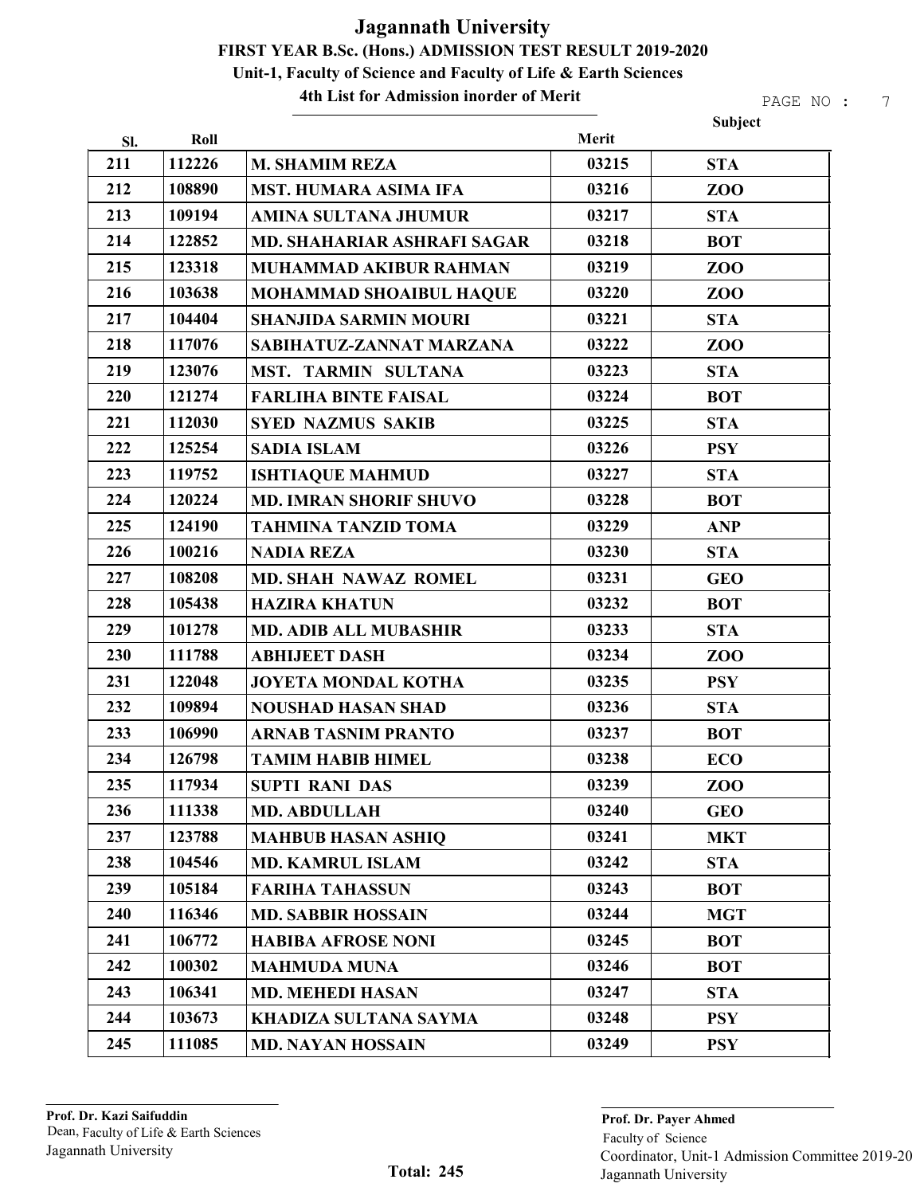# Jagannath University

## FIRST YEAR B.Sc. (Hons.) ADMISSION TEST RESULT 2019-2020

### Unit-1, Faculty of Science and Faculty of Life & Earth Sciences

### 4th List for Admission inorder of Merit

| Sl. | Roll | | Merit | Subject |
|---|---|---|---|---|
| 211 | 112226 | M. SHAMIM REZA | 03215 | STA |
| 212 | 108890 | MST. HUMARA ASIMA IFA | 03216 | ZOO |
| 213 | 109194 | AMINA SULTANA JHUMUR | 03217 | STA |
| 214 | 122852 | MD. SHAHARIAR ASHRAFI SAGAR | 03218 | BOT |
| 215 | 123318 | MUHAMMAD AKIBUR RAHMAN | 03219 | ZOO |
| 216 | 103638 | MOHAMMAD SHOAIBUL HAQUE | 03220 | ZOO |
| 217 | 104404 | SHANJIDA SARMIN MOURI | 03221 | STA |
| 218 | 117076 | SABIHATUZ-ZANNAT MARZANA | 03222 | ZOO |
| 219 | 123076 | MST. TARMIN SULTANA | 03223 | STA |
| 220 | 121274 | FARLIHA BINTE FAISAL | 03224 | BOT |
| 221 | 112030 | SYED NAZMUS SAKIB | 03225 | STA |
| 222 | 125254 | SADIA ISLAM | 03226 | PSY |
| 223 | 119752 | ISHTIAQUE MAHMUD | 03227 | STA |
| 224 | 120224 | MD. IMRAN SHORIF SHUVO | 03228 | BOT |
| 225 | 124190 | TAHMINA TANZID TOMA | 03229 | ANP |
| 226 | 100216 | NADIA REZA | 03230 | STA |
| 227 | 108208 | MD. SHAH NAWAZ ROMEL | 03231 | GEO |
| 228 | 105438 | HAZIRA KHATUN | 03232 | BOT |
| 229 | 101278 | MD. ADIB ALL MUBASHIR | 03233 | STA |
| 230 | 111788 | ABHIJEET DASH | 03234 | ZOO |
| 231 | 122048 | JOYETA MONDAL KOTHA | 03235 | PSY |
| 232 | 109894 | NOUSHAD HASAN SHAD | 03236 | STA |
| 233 | 106990 | ARNAB TASNIM PRANTO | 03237 | BOT |
| 234 | 126798 | TAMIM HABIB HIMEL | 03238 | ECO |
| 235 | 117934 | SUPTI RANI DAS | 03239 | ZOO |
| 236 | 111338 | MD. ABDULLAH | 03240 | GEO |
| 237 | 123788 | MAHBUB HASAN ASHIQ | 03241 | MKT |
| 238 | 104546 | MD. KAMRUL ISLAM | 03242 | STA |
| 239 | 105184 | FARIHA TAHASSUN | 03243 | BOT |
| 240 | 116346 | MD. SABBIR HOSSAIN | 03244 | MGT |
| 241 | 106772 | HABIBA AFROSE NONI | 03245 | BOT |
| 242 | 100302 | MAHMUDA MUNA | 03246 | BOT |
| 243 | 106341 | MD. MEHEDI HASAN | 03247 | STA |
| 244 | 103673 | KHADIZA SULTANA SAYMA | 03248 | PSY |
| 245 | 111085 | MD. NAYAN HOSSAIN | 03249 | PSY |

**Total: 245**

**Prof. Dr. Kazi Saifuddin**
Dean, Faculty of Life & Earth Sciences
Jagannath University

**Prof. Dr. Payer Ahmed**
Faculty of Science
Coordinator, Unit-1 Admission Committee 2019-20
Jagannath University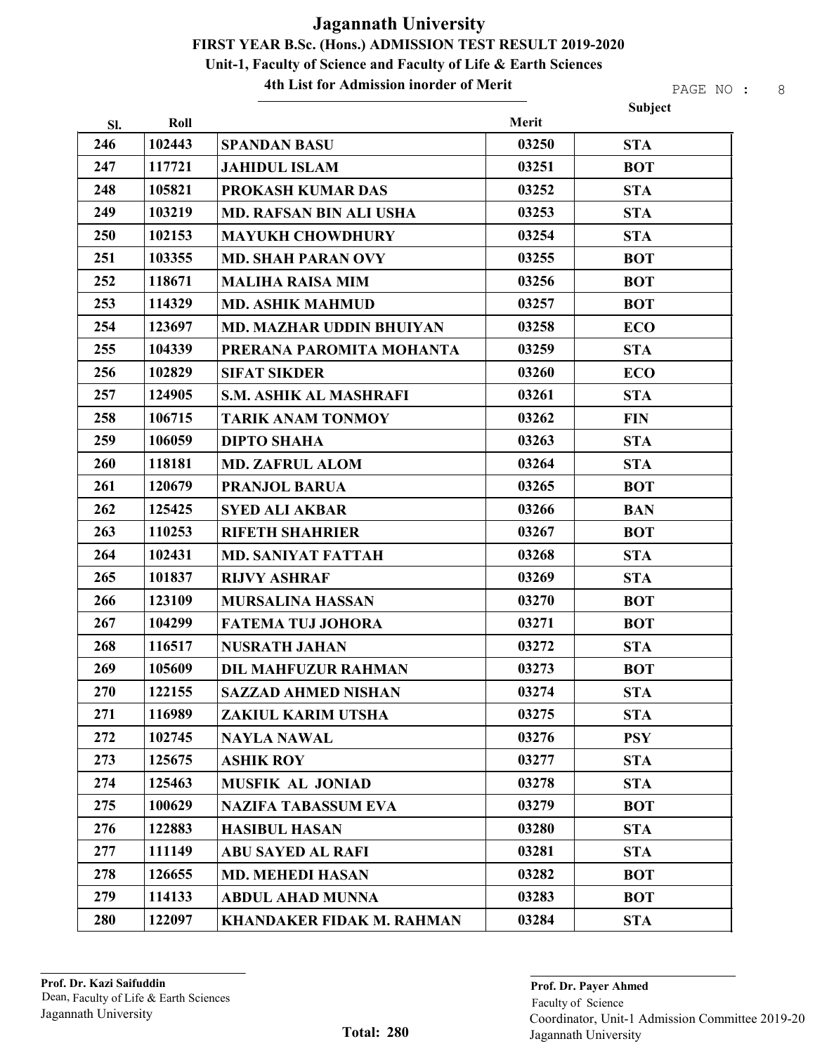# Jagannath University

## FIRST YEAR B.Sc. (Hons.) ADMISSION TEST RESULT 2019-2020

### Unit-1, Faculty of Science and Faculty of Life & Earth Sciences

### 4th List for Admission inorder of Merit

| Sl. | Roll | | Merit | Subject |
|---|---|---|---|---|
| 246 | 102443 | SPANDAN BASU | 03250 | STA |
| 247 | 117721 | JAHIDUL ISLAM | 03251 | BOT |
| 248 | 105821 | PROKASH KUMAR DAS | 03252 | STA |
| 249 | 103219 | MD. RAFSAN BIN ALI USHA | 03253 | STA |
| 250 | 102153 | MAYUKH CHOWDHURY | 03254 | STA |
| 251 | 103355 | MD. SHAH PARAN OVY | 03255 | BOT |
| 252 | 118671 | MALIHA RAISA MIM | 03256 | BOT |
| 253 | 114329 | MD. ASHIK MAHMUD | 03257 | BOT |
| 254 | 123697 | MD. MAZHAR UDDIN BHUIYAN | 03258 | ECO |
| 255 | 104339 | PRERANA PAROMITA MOHANTA | 03259 | STA |
| 256 | 102829 | SIFAT SIKDER | 03260 | ECO |
| 257 | 124905 | S.M. ASHIK AL MASHRAFI | 03261 | STA |
| 258 | 106715 | TARIK ANAM TONMOY | 03262 | FIN |
| 259 | 106059 | DIPTO SHAHA | 03263 | STA |
| 260 | 118181 | MD. ZAFRUL ALOM | 03264 | STA |
| 261 | 120679 | PRANJOL BARUA | 03265 | BOT |
| 262 | 125425 | SYED ALI AKBAR | 03266 | BAN |
| 263 | 110253 | RIFETH SHAHRIER | 03267 | BOT |
| 264 | 102431 | MD. SANIYAT FATTAH | 03268 | STA |
| 265 | 101837 | RIJVY ASHRAF | 03269 | STA |
| 266 | 123109 | MURSALINA HASSAN | 03270 | BOT |
| 267 | 104299 | FATEMA TUJ JOHORA | 03271 | BOT |
| 268 | 116517 | NUSRATH JAHAN | 03272 | STA |
| 269 | 105609 | DIL MAHFUZUR RAHMAN | 03273 | BOT |
| 270 | 122155 | SAZZAD AHMED NISHAN | 03274 | STA |
| 271 | 116989 | ZAKIUL KARIM UTSHA | 03275 | STA |
| 272 | 102745 | NAYLA NAWAL | 03276 | PSY |
| 273 | 125675 | ASHIK ROY | 03277 | STA |
| 274 | 125463 | MUSFIK AL JONIAD | 03278 | STA |
| 275 | 100629 | NAZIFA TABASSUM EVA | 03279 | BOT |
| 276 | 122883 | HASIBUL HASAN | 03280 | STA |
| 277 | 111149 | ABU SAYED AL RAFI | 03281 | STA |
| 278 | 126655 | MD. MEHEDI HASAN | 03282 | BOT |
| 279 | 114133 | ABDUL AHAD MUNNA | 03283 | BOT |
| 280 | 122097 | KHANDAKER FIDAK M. RAHMAN | 03284 | STA |

**Total: 280**

**Prof. Dr. Kazi Saifuddin**
Dean, Faculty of Life & Earth Sciences
Jagannath University

**Prof. Dr. Payer Ahmed**
Faculty of Science
Coordinator, Unit-1 Admission Committee 2019-20
Jagannath University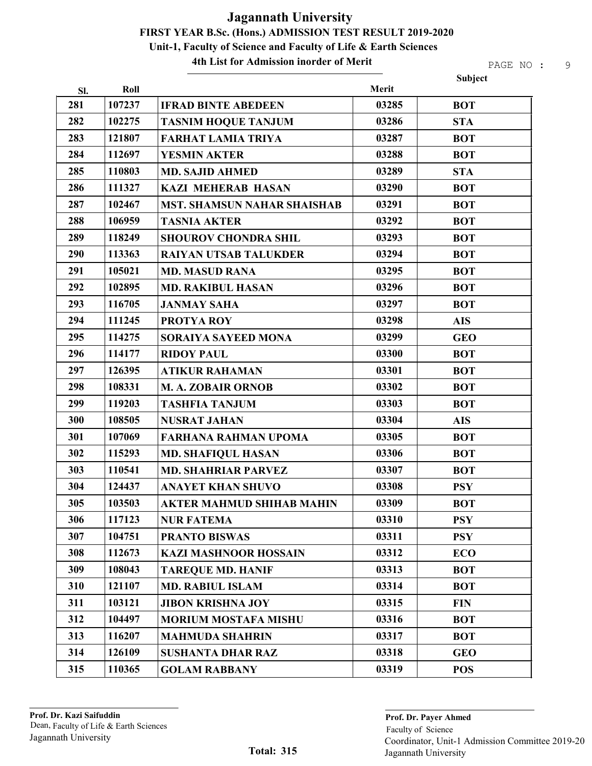# Jagannath University

## FIRST YEAR B.Sc. (Hons.) ADMISSION TEST RESULT 2019-2020

### Unit-1, Faculty of Science and Faculty of Life & Earth Sciences

### 4th List for Admission inorder of Merit

| Sl. | Roll | | Merit | Subject |
|---|---|---|---|---|
| 281 | 107237 | IFRAD BINTE ABEDEEN | 03285 | BOT |
| 282 | 102275 | TASNIM HOQUE TANJUM | 03286 | STA |
| 283 | 121807 | FARHAT LAMIA TRIYA | 03287 | BOT |
| 284 | 112697 | YESMIN AKTER | 03288 | BOT |
| 285 | 110803 | MD. SAJID AHMED | 03289 | STA |
| 286 | 111327 | KAZI MEHERAB HASAN | 03290 | BOT |
| 287 | 102467 | MST. SHAMSUN NAHAR SHAISHAB | 03291 | BOT |
| 288 | 106959 | TASNIA AKTER | 03292 | BOT |
| 289 | 118249 | SHOUROV CHONDRA SHIL | 03293 | BOT |
| 290 | 113363 | RAIYAN UTSAB TALUKDER | 03294 | BOT |
| 291 | 105021 | MD. MASUD RANA | 03295 | BOT |
| 292 | 102895 | MD. RAKIBUL HASAN | 03296 | BOT |
| 293 | 116705 | JANMAY SAHA | 03297 | BOT |
| 294 | 111245 | PROTYA ROY | 03298 | AIS |
| 295 | 114275 | SORAIYA SAYEED MONA | 03299 | GEO |
| 296 | 114177 | RIDOY PAUL | 03300 | BOT |
| 297 | 126395 | ATIKUR RAHAMAN | 03301 | BOT |
| 298 | 108331 | M. A. ZOBAIR ORNOB | 03302 | BOT |
| 299 | 119203 | TASHFIA TANJUM | 03303 | BOT |
| 300 | 108505 | NUSRAT JAHAN | 03304 | AIS |
| 301 | 107069 | FARHANA RAHMAN UPOMA | 03305 | BOT |
| 302 | 115293 | MD. SHAFIQUL HASAN | 03306 | BOT |
| 303 | 110541 | MD. SHAHRIAR PARVEZ | 03307 | BOT |
| 304 | 124437 | ANAYET KHAN SHUVO | 03308 | PSY |
| 305 | 103503 | AKTER MAHMUD SHIHAB MAHIN | 03309 | BOT |
| 306 | 117123 | NUR FATEMA | 03310 | PSY |
| 307 | 104751 | PRANTO BISWAS | 03311 | PSY |
| 308 | 112673 | KAZI MASHNOOR HOSSAIN | 03312 | ECO |
| 309 | 108043 | TAREQUE MD. HANIF | 03313 | BOT |
| 310 | 121107 | MD. RABIUL ISLAM | 03314 | BOT |
| 311 | 103121 | JIBON KRISHNA JOY | 03315 | FIN |
| 312 | 104497 | MORIUM MOSTAFA MISHU | 03316 | BOT |
| 313 | 116207 | MAHMUDA SHAHRIN | 03317 | BOT |
| 314 | 126109 | SUSHANTA DHAR RAZ | 03318 | GEO |
| 315 | 110365 | GOLAM RABBANY | 03319 | POS |

**Prof. Dr. Kazi Saifuddin**
Dean, Faculty of Life & Earth Sciences
Jagannath University

**Total: 315**

**Prof. Dr. Payer Ahmed**
Faculty of Science
Coordinator, Unit-1 Admission Committee 2019-20
Jagannath University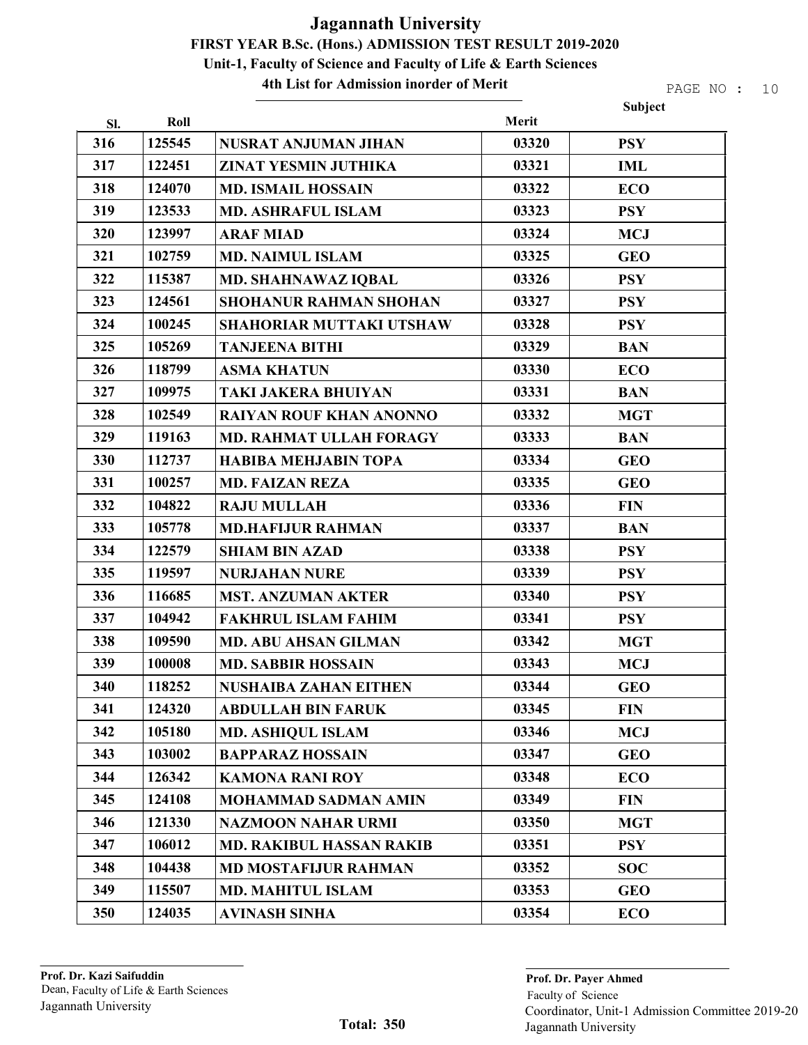# Jagannath University

## FIRST YEAR B.Sc. (Hons.) ADMISSION TEST RESULT 2019-2020

### Unit-1, Faculty of Science and Faculty of Life & Earth Sciences

### 4th List for Admission inorder of Merit

| Sl. | Roll | | Merit | Subject |
|---|---|---|---|---|
| 316 | 125545 | NUSRAT ANJUMAN JIHAN | 03320 | PSY |
| 317 | 122451 | ZINAT YESMIN JUTHIKA | 03321 | IML |
| 318 | 124070 | MD. ISMAIL HOSSAIN | 03322 | ECO |
| 319 | 123533 | MD. ASHRAFUL ISLAM | 03323 | PSY |
| 320 | 123997 | ARAF MIAD | 03324 | MCJ |
| 321 | 102759 | MD. NAIMUL ISLAM | 03325 | GEO |
| 322 | 115387 | MD. SHAHNAWAZ IQBAL | 03326 | PSY |
| 323 | 124561 | SHOHANUR RAHMAN SHOHAN | 03327 | PSY |
| 324 | 100245 | SHAHORIAR MUTTAKI UTSHAW | 03328 | PSY |
| 325 | 105269 | TANJEENA BITHI | 03329 | BAN |
| 326 | 118799 | ASMA KHATUN | 03330 | ECO |
| 327 | 109975 | TAKI JAKERA BHUIYAN | 03331 | BAN |
| 328 | 102549 | RAIYAN ROUF KHAN ANONNO | 03332 | MGT |
| 329 | 119163 | MD. RAHMAT ULLAH FORAGY | 03333 | BAN |
| 330 | 112737 | HABIBA MEHJABIN TOPA | 03334 | GEO |
| 331 | 100257 | MD. FAIZAN REZA | 03335 | GEO |
| 332 | 104822 | RAJU MULLAH | 03336 | FIN |
| 333 | 105778 | MD.HAFIJUR RAHMAN | 03337 | BAN |
| 334 | 122579 | SHIAM BIN AZAD | 03338 | PSY |
| 335 | 119597 | NURJAHAN NURE | 03339 | PSY |
| 336 | 116685 | MST. ANZUMAN AKTER | 03340 | PSY |
| 337 | 104942 | FAKHRUL ISLAM FAHIM | 03341 | PSY |
| 338 | 109590 | MD. ABU AHSAN GILMAN | 03342 | MGT |
| 339 | 100008 | MD. SABBIR HOSSAIN | 03343 | MCJ |
| 340 | 118252 | NUSHAIBA ZAHAN EITHEN | 03344 | GEO |
| 341 | 124320 | ABDULLAH BIN FARUK | 03345 | FIN |
| 342 | 105180 | MD. ASHIQUL ISLAM | 03346 | MCJ |
| 343 | 103002 | BAPPARAZ HOSSAIN | 03347 | GEO |
| 344 | 126342 | KAMONA RANI ROY | 03348 | ECO |
| 345 | 124108 | MOHAMMAD SADMAN AMIN | 03349 | FIN |
| 346 | 121330 | NAZMOON NAHAR URMI | 03350 | MGT |
| 347 | 106012 | MD. RAKIBUL HASSAN RAKIB | 03351 | PSY |
| 348 | 104438 | MD MOSTAFIJUR RAHMAN | 03352 | SOC |
| 349 | 115507 | MD. MAHITUL ISLAM | 03353 | GEO |
| 350 | 124035 | AVINASH SINHA | 03354 | ECO |

**Prof. Dr. Kazi Saifuddin**
Dean, Faculty of Life & Earth Sciences
Jagannath University

**Total: 350**

**Prof. Dr. Payer Ahmed**
Faculty of Science
Coordinator, Unit-1 Admission Committee 2019-20
Jagannath University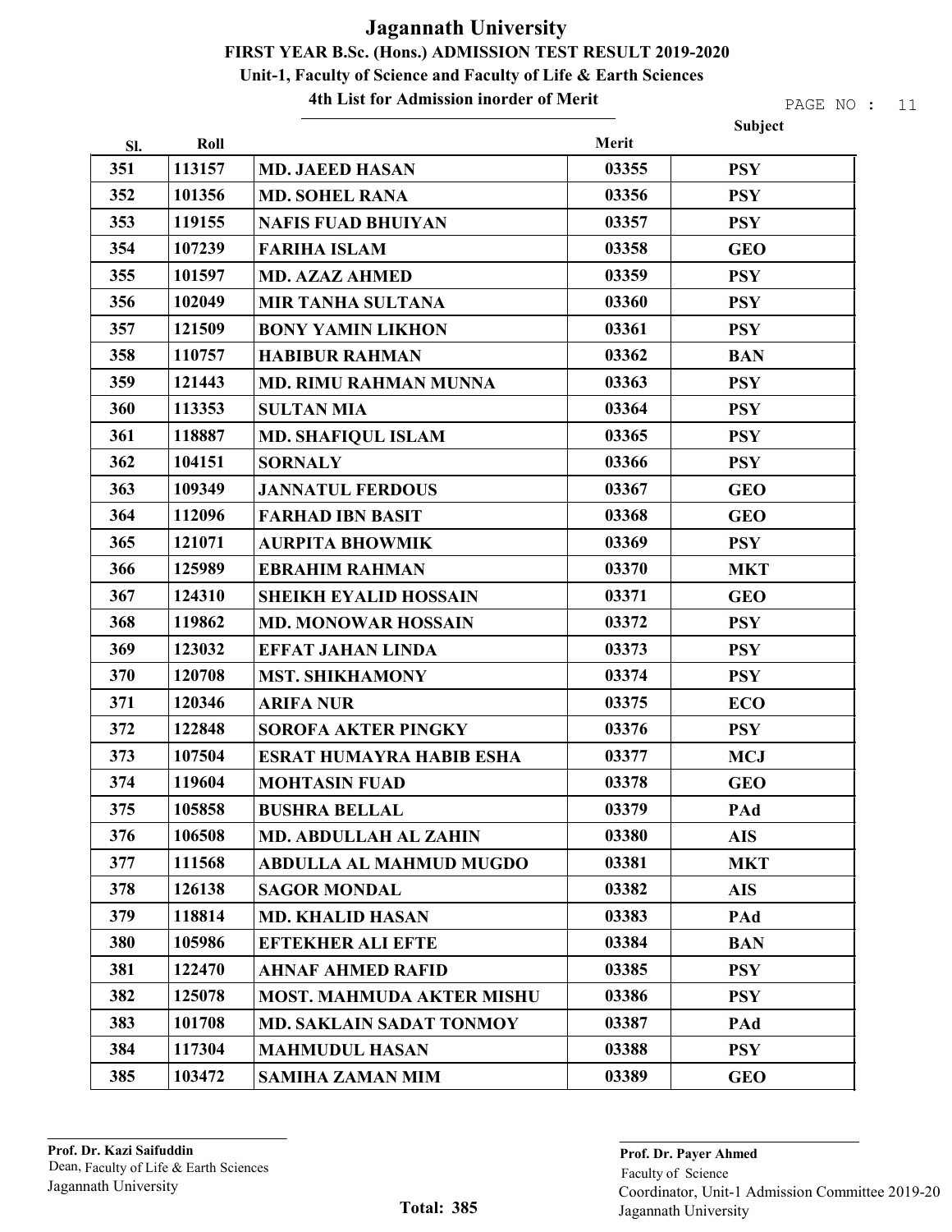# Jagannath University

## FIRST YEAR B.Sc. (Hons.) ADMISSION TEST RESULT 2019-2020

### Unit-1, Faculty of Science and Faculty of Life & Earth Sciences

### 4th List for Admission inorder of Merit

| Sl. | Roll | | Merit | Subject |
|---|---|---|---|---|
| 351 | 113157 | MD. JAEED HASAN | 03355 | PSY |
| 352 | 101356 | MD. SOHEL RANA | 03356 | PSY |
| 353 | 119155 | NAFIS FUAD BHUIYAN | 03357 | PSY |
| 354 | 107239 | FARIHA ISLAM | 03358 | GEO |
| 355 | 101597 | MD. AZAZ AHMED | 03359 | PSY |
| 356 | 102049 | MIR TANHA SULTANA | 03360 | PSY |
| 357 | 121509 | BONY YAMIN LIKHON | 03361 | PSY |
| 358 | 110757 | HABIBUR RAHMAN | 03362 | BAN |
| 359 | 121443 | MD. RIMU RAHMAN MUNNA | 03363 | PSY |
| 360 | 113353 | SULTAN MIA | 03364 | PSY |
| 361 | 118887 | MD. SHAFIQUL ISLAM | 03365 | PSY |
| 362 | 104151 | SORNALY | 03366 | PSY |
| 363 | 109349 | JANNATUL FERDOUS | 03367 | GEO |
| 364 | 112096 | FARHAD IBN BASIT | 03368 | GEO |
| 365 | 121071 | AURPITA BHOWMIK | 03369 | PSY |
| 366 | 125989 | EBRAHIM RAHMAN | 03370 | MKT |
| 367 | 124310 | SHEIKH EYALID HOSSAIN | 03371 | GEO |
| 368 | 119862 | MD. MONOWAR HOSSAIN | 03372 | PSY |
| 369 | 123032 | EFFAT JAHAN LINDA | 03373 | PSY |
| 370 | 120708 | MST. SHIKHAMONY | 03374 | PSY |
| 371 | 120346 | ARIFA NUR | 03375 | ECO |
| 372 | 122848 | SOROFA AKTER PINGKY | 03376 | PSY |
| 373 | 107504 | ESRAT HUMAYRA HABIB ESHA | 03377 | MCJ |
| 374 | 119604 | MOHTASIN FUAD | 03378 | GEO |
| 375 | 105858 | BUSHRA BELLAL | 03379 | PAd |
| 376 | 106508 | MD. ABDULLAH AL ZAHIN | 03380 | AIS |
| 377 | 111568 | ABDULLA AL MAHMUD MUGDO | 03381 | MKT |
| 378 | 126138 | SAGOR MONDAL | 03382 | AIS |
| 379 | 118814 | MD. KHALID HASAN | 03383 | PAd |
| 380 | 105986 | EFTEKHER ALI EFTE | 03384 | BAN |
| 381 | 122470 | AHNAF AHMED RAFID | 03385 | PSY |
| 382 | 125078 | MOST. MAHMUDA AKTER MISHU | 03386 | PSY |
| 383 | 101708 | MD. SAKLAIN SADAT TONMOY | 03387 | PAd |
| 384 | 117304 | MAHMUDUL HASAN | 03388 | PSY |
| 385 | 103472 | SAMIHA ZAMAN MIM | 03389 | GEO |

**Prof. Dr. Kazi Saifuddin**
Dean, Faculty of Life & Earth Sciences
Jagannath University

**Total: 385**

**Prof. Dr. Payer Ahmed**
Faculty of Science
Coordinator, Unit-1 Admission Committee 2019-20
Jagannath University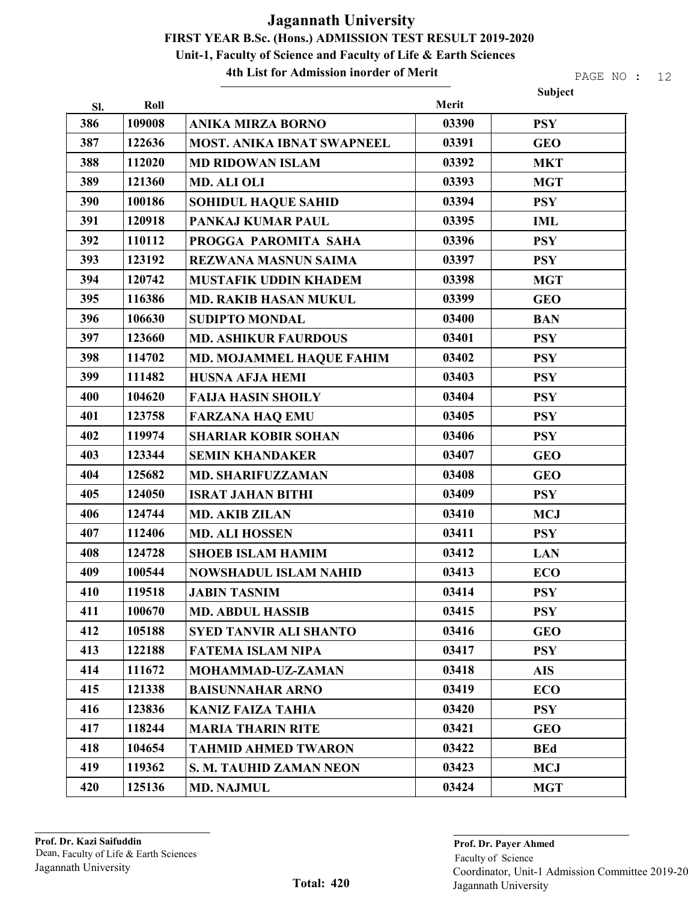# Jagannath University

## FIRST YEAR B.Sc. (Hons.) ADMISSION TEST RESULT 2019-2020

### Unit-1, Faculty of Science and Faculty of Life & Earth Sciences

### 4th List for Admission inorder of Merit

| Sl. | Roll | | Merit | Subject |
|---|---|---|---|---|
| 386 | 109008 | ANIKA MIRZA BORNO | 03390 | PSY |
| 387 | 122636 | MOST. ANIKA IBNAT SWAPNEEL | 03391 | GEO |
| 388 | 112020 | MD RIDOWAN ISLAM | 03392 | MKT |
| 389 | 121360 | MD. ALI OLI | 03393 | MGT |
| 390 | 100186 | SOHIDUL HAQUE SAHID | 03394 | PSY |
| 391 | 120918 | PANKAJ KUMAR PAUL | 03395 | IML |
| 392 | 110112 | PROGGA PAROMITA SAHA | 03396 | PSY |
| 393 | 123192 | REZWANA MASNUN SAIMA | 03397 | PSY |
| 394 | 120742 | MUSTAFIK UDDIN KHADEM | 03398 | MGT |
| 395 | 116386 | MD. RAKIB HASAN MUKUL | 03399 | GEO |
| 396 | 106630 | SUDIPTO MONDAL | 03400 | BAN |
| 397 | 123660 | MD. ASHIKUR FAURDOUS | 03401 | PSY |
| 398 | 114702 | MD. MOJAMMEL HAQUE FAHIM | 03402 | PSY |
| 399 | 111482 | HUSNA AFJA HEMI | 03403 | PSY |
| 400 | 104620 | FAIJA HASIN SHOILY | 03404 | PSY |
| 401 | 123758 | FARZANA HAQ EMU | 03405 | PSY |
| 402 | 119974 | SHARIAR KOBIR SOHAN | 03406 | PSY |
| 403 | 123344 | SEMIN KHANDAKER | 03407 | GEO |
| 404 | 125682 | MD. SHARIFUZZAMAN | 03408 | GEO |
| 405 | 124050 | ISRAT JAHAN BITHI | 03409 | PSY |
| 406 | 124744 | MD. AKIB ZILAN | 03410 | MCJ |
| 407 | 112406 | MD. ALI HOSSEN | 03411 | PSY |
| 408 | 124728 | SHOEB ISLAM HAMIM | 03412 | LAN |
| 409 | 100544 | NOWSHADUL ISLAM NAHID | 03413 | ECO |
| 410 | 119518 | JABIN TASNIM | 03414 | PSY |
| 411 | 100670 | MD. ABDUL HASSIB | 03415 | PSY |
| 412 | 105188 | SYED TANVIR ALI SHANTO | 03416 | GEO |
| 413 | 122188 | FATEMA ISLAM NIPA | 03417 | PSY |
| 414 | 111672 | MOHAMMAD-UZ-ZAMAN | 03418 | AIS |
| 415 | 121338 | BAISUNNAHAR ARNO | 03419 | ECO |
| 416 | 123836 | KANIZ FAIZA TAHIA | 03420 | PSY |
| 417 | 118244 | MARIA THARIN RITE | 03421 | GEO |
| 418 | 104654 | TAHMID AHMED TWARON | 03422 | BEd |
| 419 | 119362 | S. M. TAUHID ZAMAN NEON | 03423 | MCJ |
| 420 | 125136 | MD. NAJMUL | 03424 | MGT |

**Prof. Dr. Kazi Saifuddin**
Dean, Faculty of Life & Earth Sciences
Jagannath University

**Total: 420**

**Prof. Dr. Payer Ahmed**
Faculty of Science
Coordinator, Unit-1 Admission Committee 2019-20
Jagannath University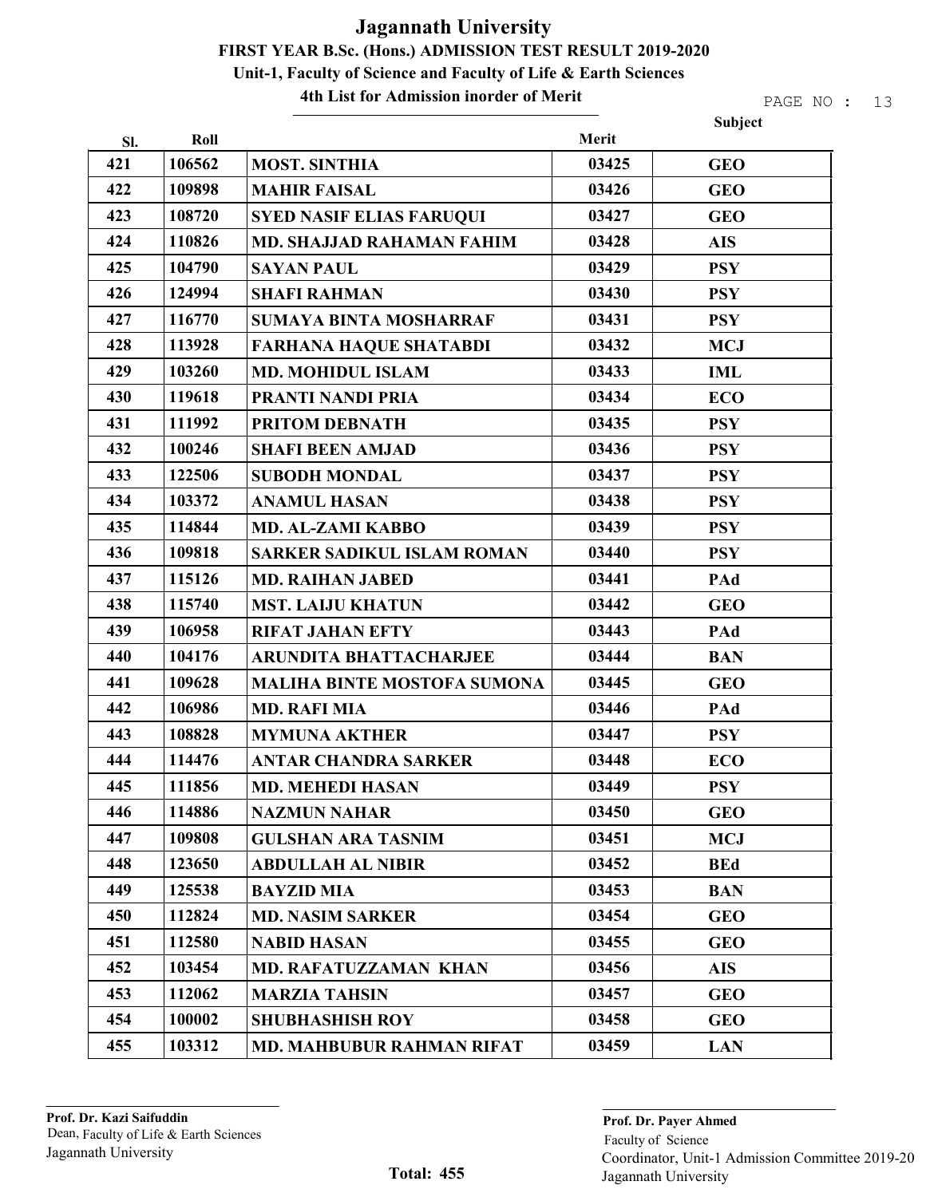# Jagannath University

## FIRST YEAR B.Sc. (Hons.) ADMISSION TEST RESULT 2019-2020

### Unit-1, Faculty of Science and Faculty of Life & Earth Sciences

### 4th List for Admission inorder of Merit

| Sl. | Roll | | Merit | Subject |
|---|---|---|---|---|
| 421 | 106562 | MOST. SINTHIA | 03425 | GEO |
| 422 | 109898 | MAHIR FAISAL | 03426 | GEO |
| 423 | 108720 | SYED NASIF ELIAS FARUQUI | 03427 | GEO |
| 424 | 110826 | MD. SHAJJAD RAHAMAN FAHIM | 03428 | AIS |
| 425 | 104790 | SAYAN PAUL | 03429 | PSY |
| 426 | 124994 | SHAFI RAHMAN | 03430 | PSY |
| 427 | 116770 | SUMAYA BINTA MOSHARRAF | 03431 | PSY |
| 428 | 113928 | FARHANA HAQUE SHATABDI | 03432 | MCJ |
| 429 | 103260 | MD. MOHIDUL ISLAM | 03433 | IML |
| 430 | 119618 | PRANTI NANDI PRIA | 03434 | ECO |
| 431 | 111992 | PRITOM DEBNATH | 03435 | PSY |
| 432 | 100246 | SHAFI BEEN AMJAD | 03436 | PSY |
| 433 | 122506 | SUBODH MONDAL | 03437 | PSY |
| 434 | 103372 | ANAMUL HASAN | 03438 | PSY |
| 435 | 114844 | MD. AL-ZAMI KABBO | 03439 | PSY |
| 436 | 109818 | SARKER SADIKUL ISLAM ROMAN | 03440 | PSY |
| 437 | 115126 | MD. RAIHAN JABED | 03441 | PAd |
| 438 | 115740 | MST. LAIJU KHATUN | 03442 | GEO |
| 439 | 106958 | RIFAT JAHAN EFTY | 03443 | PAd |
| 440 | 104176 | ARUNDITA BHATTACHARJEE | 03444 | BAN |
| 441 | 109628 | MALIHA BINTE MOSTOFA SUMONA | 03445 | GEO |
| 442 | 106986 | MD. RAFI MIA | 03446 | PAd |
| 443 | 108828 | MYMUNA AKTHER | 03447 | PSY |
| 444 | 114476 | ANTAR CHANDRA SARKER | 03448 | ECO |
| 445 | 111856 | MD. MEHEDI HASAN | 03449 | PSY |
| 446 | 114886 | NAZMUN NAHAR | 03450 | GEO |
| 447 | 109808 | GULSHAN ARA TASNIM | 03451 | MCJ |
| 448 | 123650 | ABDULLAH AL NIBIR | 03452 | BEd |
| 449 | 125538 | BAYZID MIA | 03453 | BAN |
| 450 | 112824 | MD. NASIM SARKER | 03454 | GEO |
| 451 | 112580 | NABID HASAN | 03455 | GEO |
| 452 | 103454 | MD. RAFATUZZAMAN KHAN | 03456 | AIS |
| 453 | 112062 | MARZIA TAHSIN | 03457 | GEO |
| 454 | 100002 | SHUBHASHISH ROY | 03458 | GEO |
| 455 | 103312 | MD. MAHBUBUR RAHMAN RIFAT | 03459 | LAN |

**Prof. Dr. Kazi Saifuddin**
Dean, Faculty of Life & Earth Sciences
Jagannath University

**Total: 455**

**Prof. Dr. Payer Ahmed**
Faculty of Science
Coordinator, Unit-1 Admission Committee 2019-20
Jagannath University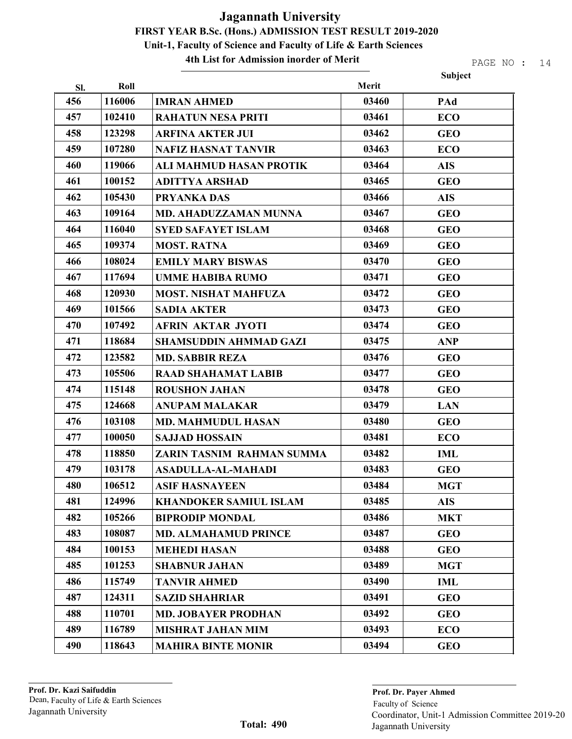# Jagannath University

## FIRST YEAR B.Sc. (Hons.) ADMISSION TEST RESULT 2019-2020

### Unit-1, Faculty of Science and Faculty of Life & Earth Sciences

### 4th List for Admission inorder of Merit

| Sl. | Roll | | Merit | Subject |
|---|---|---|---|---|
| 456 | 116006 | IMRAN AHMED | 03460 | PAd |
| 457 | 102410 | RAHATUN NESA PRITI | 03461 | ECO |
| 458 | 123298 | ARFINA AKTER JUI | 03462 | GEO |
| 459 | 107280 | NAFIZ HASNAT TANVIR | 03463 | ECO |
| 460 | 119066 | ALI MAHMUD HASAN PROTIK | 03464 | AIS |
| 461 | 100152 | ADITTYA ARSHAD | 03465 | GEO |
| 462 | 105430 | PRYANKA DAS | 03466 | AIS |
| 463 | 109164 | MD. AHADUZZAMAN MUNNA | 03467 | GEO |
| 464 | 116040 | SYED SAFAYET ISLAM | 03468 | GEO |
| 465 | 109374 | MOST. RATNA | 03469 | GEO |
| 466 | 108024 | EMILY MARY BISWAS | 03470 | GEO |
| 467 | 117694 | UMME HABIBA RUMO | 03471 | GEO |
| 468 | 120930 | MOST. NISHAT MAHFUZA | 03472 | GEO |
| 469 | 101566 | SADIA AKTER | 03473 | GEO |
| 470 | 107492 | AFRIN AKTAR JYOTI | 03474 | GEO |
| 471 | 118684 | SHAMSUDDIN AHMMAD GAZI | 03475 | ANP |
| 472 | 123582 | MD. SABBIR REZA | 03476 | GEO |
| 473 | 105506 | RAAD SHAHAMAT LABIB | 03477 | GEO |
| 474 | 115148 | ROUSHON JAHAN | 03478 | GEO |
| 475 | 124668 | ANUPAM MALAKAR | 03479 | LAN |
| 476 | 103108 | MD. MAHMUDUL HASAN | 03480 | GEO |
| 477 | 100050 | SAJJAD HOSSAIN | 03481 | ECO |
| 478 | 118850 | ZARIN TASNIM RAHMAN SUMMA | 03482 | IML |
| 479 | 103178 | ASADULLA-AL-MAHADI | 03483 | GEO |
| 480 | 106512 | ASIF HASNAYEEN | 03484 | MGT |
| 481 | 124996 | KHANDOKER SAMIUL ISLAM | 03485 | AIS |
| 482 | 105266 | BIPRODIP MONDAL | 03486 | MKT |
| 483 | 108087 | MD. ALMAHAMUD PRINCE | 03487 | GEO |
| 484 | 100153 | MEHEDI HASAN | 03488 | GEO |
| 485 | 101253 | SHABNUR JAHAN | 03489 | MGT |
| 486 | 115749 | TANVIR AHMED | 03490 | IML |
| 487 | 124311 | SAZID SHAHRIAR | 03491 | GEO |
| 488 | 110701 | MD. JOBAYER PRODHAN | 03492 | GEO |
| 489 | 116789 | MISHRAT JAHAN MIM | 03493 | ECO |
| 490 | 118643 | MAHIRA BINTE MONIR | 03494 | GEO |

**Prof. Dr. Kazi Saifuddin**
Dean, Faculty of Life & Earth Sciences
Jagannath University

**Total: 490**

**Prof. Dr. Payer Ahmed**
Faculty of Science
Coordinator, Unit-1 Admission Committee 2019-20
Jagannath University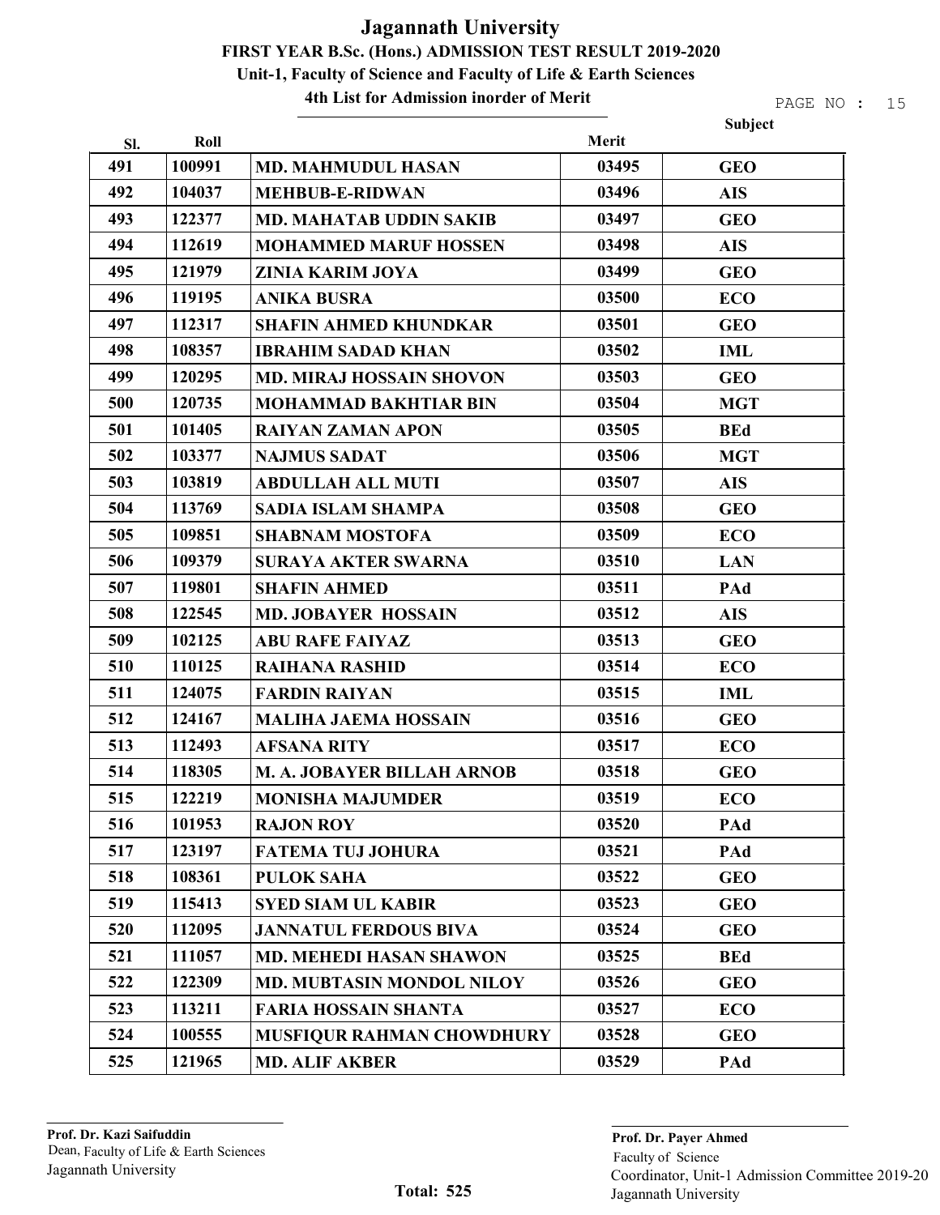# Jagannath University

## FIRST YEAR B.Sc. (Hons.) ADMISSION TEST RESULT 2019-2020

### Unit-1, Faculty of Science and Faculty of Life & Earth Sciences

### 4th List for Admission inorder of Merit

| Sl. | Roll | | Merit | Subject |
|---|---|---|---|---|
| 491 | 100991 | MD. MAHMUDUL HASAN | 03495 | GEO |
| 492 | 104037 | MEHBUB-E-RIDWAN | 03496 | AIS |
| 493 | 122377 | MD. MAHATAB UDDIN SAKIB | 03497 | GEO |
| 494 | 112619 | MOHAMMED MARUF HOSSEN | 03498 | AIS |
| 495 | 121979 | ZINIA KARIM JOYA | 03499 | GEO |
| 496 | 119195 | ANIKA BUSRA | 03500 | ECO |
| 497 | 112317 | SHAFIN AHMED KHUNDKAR | 03501 | GEO |
| 498 | 108357 | IBRAHIM SADAD KHAN | 03502 | IML |
| 499 | 120295 | MD. MIRAJ HOSSAIN SHOVON | 03503 | GEO |
| 500 | 120735 | MOHAMMAD BAKHTIAR BIN | 03504 | MGT |
| 501 | 101405 | RAIYAN ZAMAN APON | 03505 | BEd |
| 502 | 103377 | NAJMUS SADAT | 03506 | MGT |
| 503 | 103819 | ABDULLAH ALL MUTI | 03507 | AIS |
| 504 | 113769 | SADIA ISLAM SHAMPA | 03508 | GEO |
| 505 | 109851 | SHABNAM MOSTOFA | 03509 | ECO |
| 506 | 109379 | SURAYA AKTER SWARNA | 03510 | LAN |
| 507 | 119801 | SHAFIN AHMED | 03511 | PAd |
| 508 | 122545 | MD. JOBAYER HOSSAIN | 03512 | AIS |
| 509 | 102125 | ABU RAFE FAIYAZ | 03513 | GEO |
| 510 | 110125 | RAIHANA RASHID | 03514 | ECO |
| 511 | 124075 | FARDIN RAIYAN | 03515 | IML |
| 512 | 124167 | MALIHA JAEMA HOSSAIN | 03516 | GEO |
| 513 | 112493 | AFSANA RITY | 03517 | ECO |
| 514 | 118305 | M. A. JOBAYER BILLAH ARNOB | 03518 | GEO |
| 515 | 122219 | MONISHA MAJUMDER | 03519 | ECO |
| 516 | 101953 | RAJON ROY | 03520 | PAd |
| 517 | 123197 | FATEMA TUJ JOHURA | 03521 | PAd |
| 518 | 108361 | PULOK SAHA | 03522 | GEO |
| 519 | 115413 | SYED SIAM UL KABIR | 03523 | GEO |
| 520 | 112095 | JANNATUL FERDOUS BIVA | 03524 | GEO |
| 521 | 111057 | MD. MEHEDI HASAN SHAWON | 03525 | BEd |
| 522 | 122309 | MD. MUBTASIN MONDOL NILOY | 03526 | GEO |
| 523 | 113211 | FARIA HOSSAIN SHANTA | 03527 | ECO |
| 524 | 100555 | MUSFIQUR RAHMAN CHOWDHURY | 03528 | GEO |
| 525 | 121965 | MD. ALIF AKBER | 03529 | PAd |

**Prof. Dr. Kazi Saifuddin**
Dean, Faculty of Life & Earth Sciences
Jagannath University

**Total: 525**

**Prof. Dr. Payer Ahmed**
Faculty of Science
Coordinator, Unit-1 Admission Committee 2019-20
Jagannath University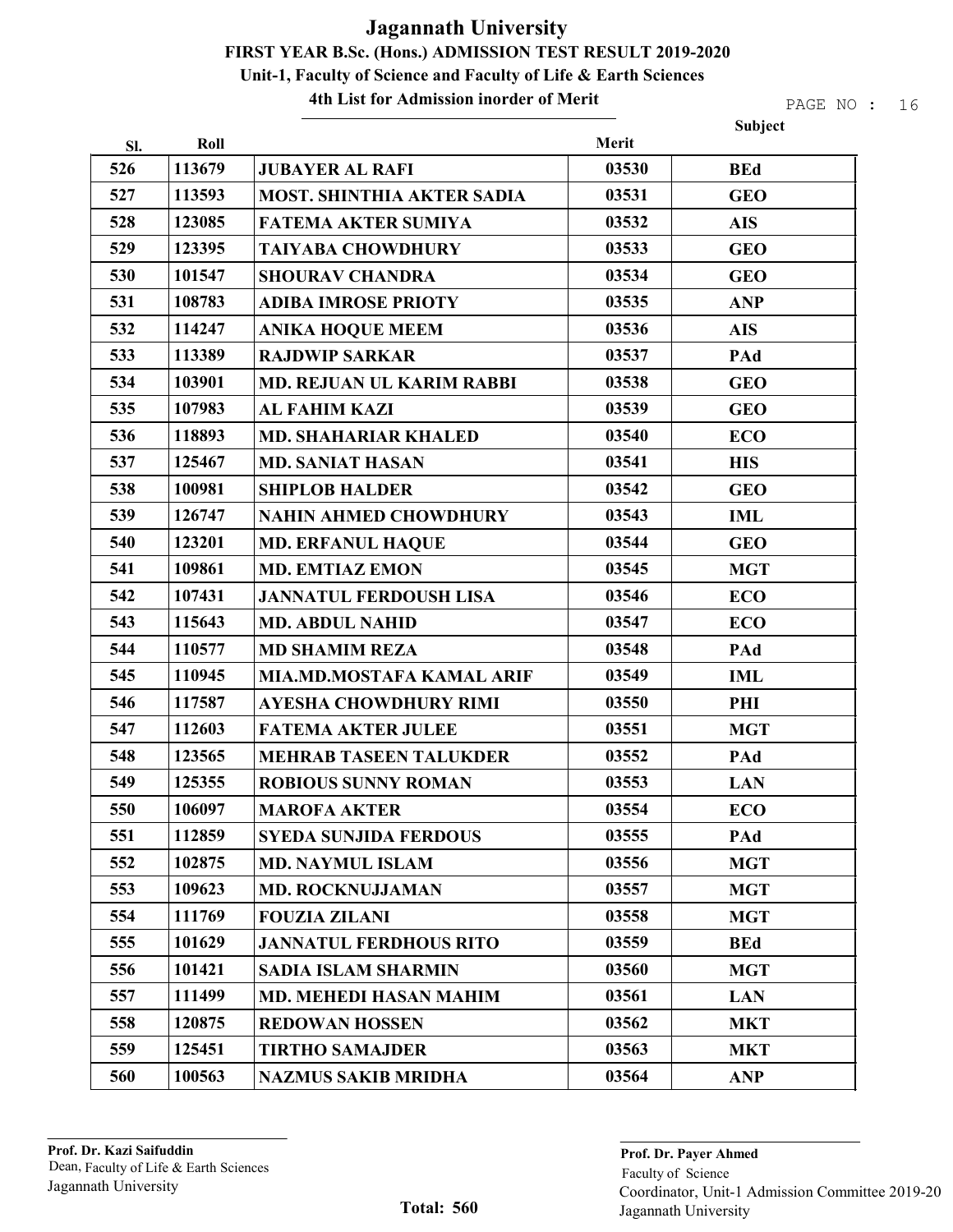# Jagannath University

## FIRST YEAR B.Sc. (Hons.) ADMISSION TEST RESULT 2019-2020

### Unit-1, Faculty of Science and Faculty of Life & Earth Sciences

### 4th List for Admission inorder of Merit

| Sl. | Roll | | Merit | Subject |
|---|---|---|---|---|
| 526 | 113679 | JUBAYER AL RAFI | 03530 | BEd |
| 527 | 113593 | MOST. SHINTHIA AKTER SADIA | 03531 | GEO |
| 528 | 123085 | FATEMA AKTER SUMIYA | 03532 | AIS |
| 529 | 123395 | TAIYABA CHOWDHURY | 03533 | GEO |
| 530 | 101547 | SHOURAV CHANDRA | 03534 | GEO |
| 531 | 108783 | ADIBA IMROSE PRIOTY | 03535 | ANP |
| 532 | 114247 | ANIKA HOQUE MEEM | 03536 | AIS |
| 533 | 113389 | RAJDWIP SARKAR | 03537 | PAd |
| 534 | 103901 | MD. REJUAN UL KARIM RABBI | 03538 | GEO |
| 535 | 107983 | AL FAHIM KAZI | 03539 | GEO |
| 536 | 118893 | MD. SHAHARIAR KHALED | 03540 | ECO |
| 537 | 125467 | MD. SANIAT HASAN | 03541 | HIS |
| 538 | 100981 | SHIPLOB HALDER | 03542 | GEO |
| 539 | 126747 | NAHIN AHMED CHOWDHURY | 03543 | IML |
| 540 | 123201 | MD. ERFANUL HAQUE | 03544 | GEO |
| 541 | 109861 | MD. EMTIAZ EMON | 03545 | MGT |
| 542 | 107431 | JANNATUL FERDOUSH LISA | 03546 | ECO |
| 543 | 115643 | MD. ABDUL NAHID | 03547 | ECO |
| 544 | 110577 | MD SHAMIM REZA | 03548 | PAd |
| 545 | 110945 | MIA.MD.MOSTAFA KAMAL ARIF | 03549 | IML |
| 546 | 117587 | AYESHA CHOWDHURY RIMI | 03550 | PHI |
| 547 | 112603 | FATEMA AKTER JULEE | 03551 | MGT |
| 548 | 123565 | MEHRAB TASEEN TALUKDER | 03552 | PAd |
| 549 | 125355 | ROBIOUS SUNNY ROMAN | 03553 | LAN |
| 550 | 106097 | MAROFA AKTER | 03554 | ECO |
| 551 | 112859 | SYEDA SUNJIDA FERDOUS | 03555 | PAd |
| 552 | 102875 | MD. NAYMUL ISLAM | 03556 | MGT |
| 553 | 109623 | MD. ROCKNUJJAMAN | 03557 | MGT |
| 554 | 111769 | FOUZIA ZILANI | 03558 | MGT |
| 555 | 101629 | JANNATUL FERDHOUS RITO | 03559 | BEd |
| 556 | 101421 | SADIA ISLAM SHARMIN | 03560 | MGT |
| 557 | 111499 | MD. MEHEDI HASAN MAHIM | 03561 | LAN |
| 558 | 120875 | REDOWAN HOSSEN | 03562 | MKT |
| 559 | 125451 | TIRTHO SAMAJDER | 03563 | MKT |
| 560 | 100563 | NAZMUS SAKIB MRIDHA | 03564 | ANP |

**Total: 560**

**Prof. Dr. Kazi Saifuddin**
Dean, Faculty of Life & Earth Sciences
Jagannath University

**Prof. Dr. Payer Ahmed**
Faculty of Science
Coordinator, Unit-1 Admission Committee 2019-20
Jagannath University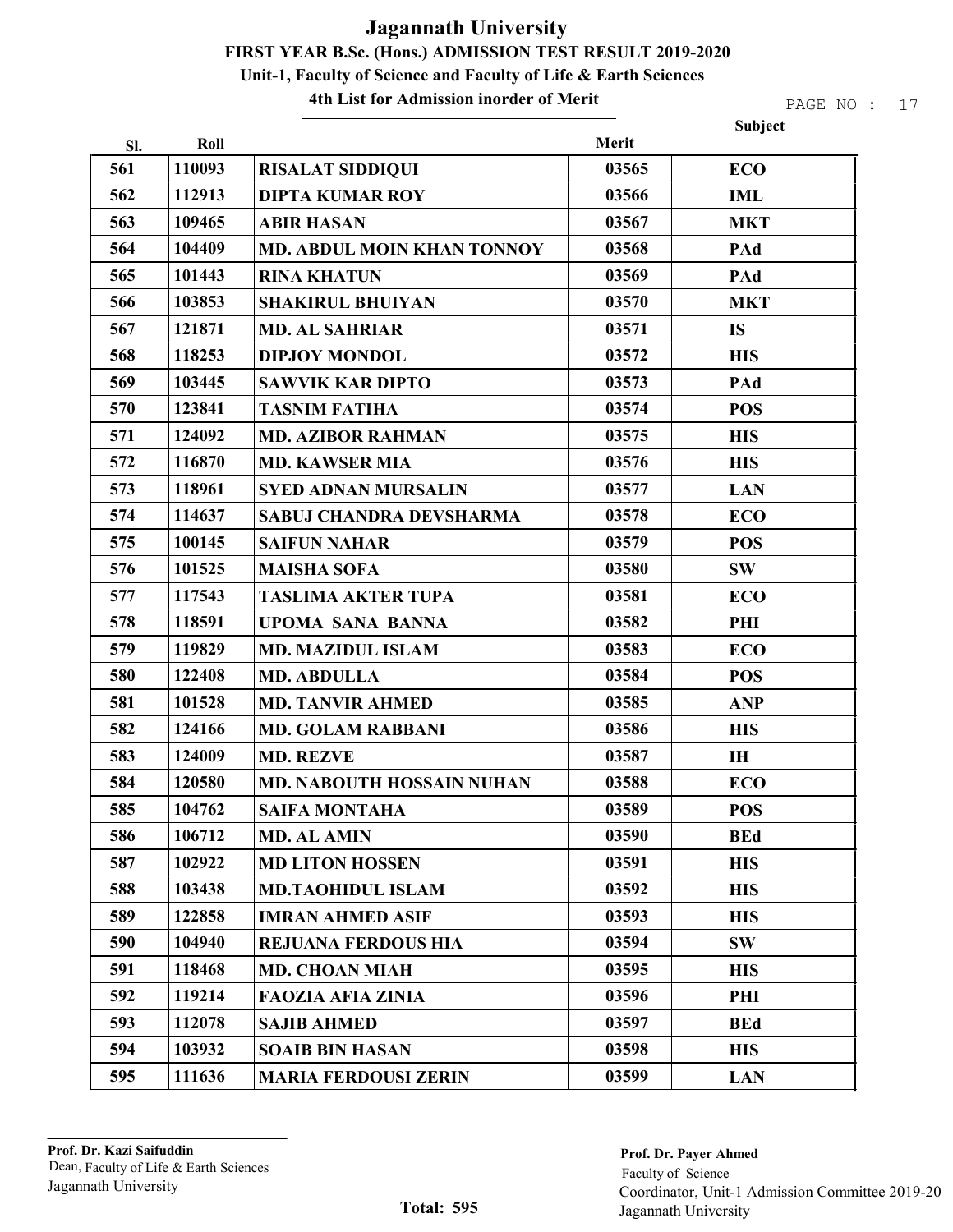# Jagannath University

## FIRST YEAR B.Sc. (Hons.) ADMISSION TEST RESULT 2019-2020

### Unit-1, Faculty of Science and Faculty of Life & Earth Sciences

### 4th List for Admission inorder of Merit

| Sl. | Roll | | Merit | Subject |
|---|---|---|---|---|
| 561 | 110093 | RISALAT SIDDIQUI | 03565 | ECO |
| 562 | 112913 | DIPTA KUMAR ROY | 03566 | IML |
| 563 | 109465 | ABIR HASAN | 03567 | MKT |
| 564 | 104409 | MD. ABDUL MOIN KHAN TONNOY | 03568 | PAd |
| 565 | 101443 | RINA KHATUN | 03569 | PAd |
| 566 | 103853 | SHAKIRUL BHUIYAN | 03570 | MKT |
| 567 | 121871 | MD. AL SAHRIAR | 03571 | IS |
| 568 | 118253 | DIPJOY MONDOL | 03572 | HIS |
| 569 | 103445 | SAWVIK KAR DIPTO | 03573 | PAd |
| 570 | 123841 | TASNIM FATIHA | 03574 | POS |
| 571 | 124092 | MD. AZIBOR RAHMAN | 03575 | HIS |
| 572 | 116870 | MD. KAWSER MIA | 03576 | HIS |
| 573 | 118961 | SYED ADNAN MURSALIN | 03577 | LAN |
| 574 | 114637 | SABUJ CHANDRA DEVSHARMA | 03578 | ECO |
| 575 | 100145 | SAIFUN NAHAR | 03579 | POS |
| 576 | 101525 | MAISHA SOFA | 03580 | SW |
| 577 | 117543 | TASLIMA AKTER TUPA | 03581 | ECO |
| 578 | 118591 | UPOMA SANA BANNA | 03582 | PHI |
| 579 | 119829 | MD. MAZIDUL ISLAM | 03583 | ECO |
| 580 | 122408 | MD. ABDULLA | 03584 | POS |
| 581 | 101528 | MD. TANVIR AHMED | 03585 | ANP |
| 582 | 124166 | MD. GOLAM RABBANI | 03586 | HIS |
| 583 | 124009 | MD. REZVE | 03587 | IH |
| 584 | 120580 | MD. NABOUTH HOSSAIN NUHAN | 03588 | ECO |
| 585 | 104762 | SAIFA MONTAHA | 03589 | POS |
| 586 | 106712 | MD. AL AMIN | 03590 | BEd |
| 587 | 102922 | MD LITON HOSSEN | 03591 | HIS |
| 588 | 103438 | MD.TAOHIDUL ISLAM | 03592 | HIS |
| 589 | 122858 | IMRAN AHMED ASIF | 03593 | HIS |
| 590 | 104940 | REJUANA FERDOUS HIA | 03594 | SW |
| 591 | 118468 | MD. CHOAN MIAH | 03595 | HIS |
| 592 | 119214 | FAOZIA AFIA ZINIA | 03596 | PHI |
| 593 | 112078 | SAJIB AHMED | 03597 | BEd |
| 594 | 103932 | SOAIB BIN HASAN | 03598 | HIS |
| 595 | 111636 | MARIA FERDOUSI ZERIN | 03599 | LAN |

**Total: 595**

**Prof. Dr. Kazi Saifuddin**
Dean, Faculty of Life & Earth Sciences
Jagannath University

**Prof. Dr. Payer Ahmed**
Faculty of Science
Coordinator, Unit-1 Admission Committee 2019-20
Jagannath University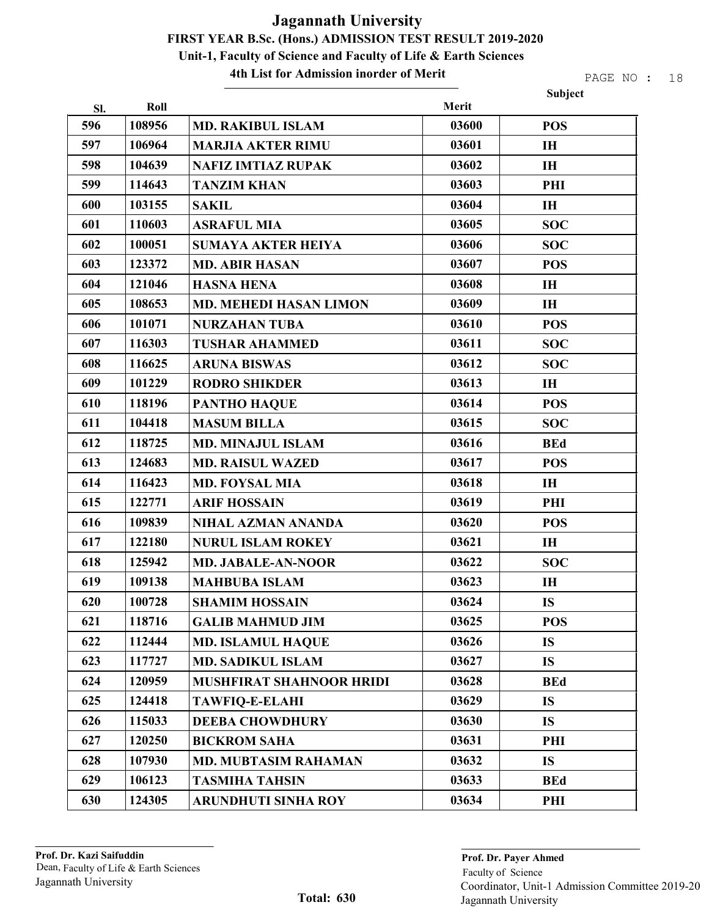# Jagannath University

## FIRST YEAR B.Sc. (Hons.) ADMISSION TEST RESULT 2019-2020

### Unit-1, Faculty of Science and Faculty of Life & Earth Sciences

### 4th List for Admission inorder of Merit

| Sl. | Roll | | Merit | Subject |
|---|---|---|---|---|
| 596 | 108956 | MD. RAKIBUL ISLAM | 03600 | POS |
| 597 | 106964 | MARJIA AKTER RIMU | 03601 | IH |
| 598 | 104639 | NAFIZ IMTIAZ RUPAK | 03602 | IH |
| 599 | 114643 | TANZIM KHAN | 03603 | PHI |
| 600 | 103155 | SAKIL | 03604 | IH |
| 601 | 110603 | ASRAFUL MIA | 03605 | SOC |
| 602 | 100051 | SUMAYA AKTER HEIYA | 03606 | SOC |
| 603 | 123372 | MD. ABIR HASAN | 03607 | POS |
| 604 | 121046 | HASNA HENA | 03608 | IH |
| 605 | 108653 | MD. MEHEDI HASAN LIMON | 03609 | IH |
| 606 | 101071 | NURZAHAN TUBA | 03610 | POS |
| 607 | 116303 | TUSHAR AHAMMED | 03611 | SOC |
| 608 | 116625 | ARUNA BISWAS | 03612 | SOC |
| 609 | 101229 | RODRO SHIKDER | 03613 | IH |
| 610 | 118196 | PANTHO HAQUE | 03614 | POS |
| 611 | 104418 | MASUM BILLA | 03615 | SOC |
| 612 | 118725 | MD. MINAJUL ISLAM | 03616 | BEd |
| 613 | 124683 | MD. RAISUL WAZED | 03617 | POS |
| 614 | 116423 | MD. FOYSAL MIA | 03618 | IH |
| 615 | 122771 | ARIF HOSSAIN | 03619 | PHI |
| 616 | 109839 | NIHAL AZMAN ANANDA | 03620 | POS |
| 617 | 122180 | NURUL ISLAM ROKEY | 03621 | IH |
| 618 | 125942 | MD. JABALE-AN-NOOR | 03622 | SOC |
| 619 | 109138 | MAHBUBA ISLAM | 03623 | IH |
| 620 | 100728 | SHAMIM HOSSAIN | 03624 | IS |
| 621 | 118716 | GALIB MAHMUD JIM | 03625 | POS |
| 622 | 112444 | MD. ISLAMUL HAQUE | 03626 | IS |
| 623 | 117727 | MD. SADIKUL ISLAM | 03627 | IS |
| 624 | 120959 | MUSHFIRAT SHAHNOOR HRIDI | 03628 | BEd |
| 625 | 124418 | TAWFIQ-E-ELAHI | 03629 | IS |
| 626 | 115033 | DEEBA CHOWDHURY | 03630 | IS |
| 627 | 120250 | BICKROM SAHA | 03631 | PHI |
| 628 | 107930 | MD. MUBTASIM RAHAMAN | 03632 | IS |
| 629 | 106123 | TASMIHA TAHSIN | 03633 | BEd |
| 630 | 124305 | ARUNDHUTI SINHA ROY | 03634 | PHI |

**Prof. Dr. Kazi Saifuddin**
Dean, Faculty of Life & Earth Sciences
Jagannath University

**Total: 630**

**Prof. Dr. Payer Ahmed**
Faculty of Science
Coordinator, Unit-1 Admission Committee 2019-20
Jagannath University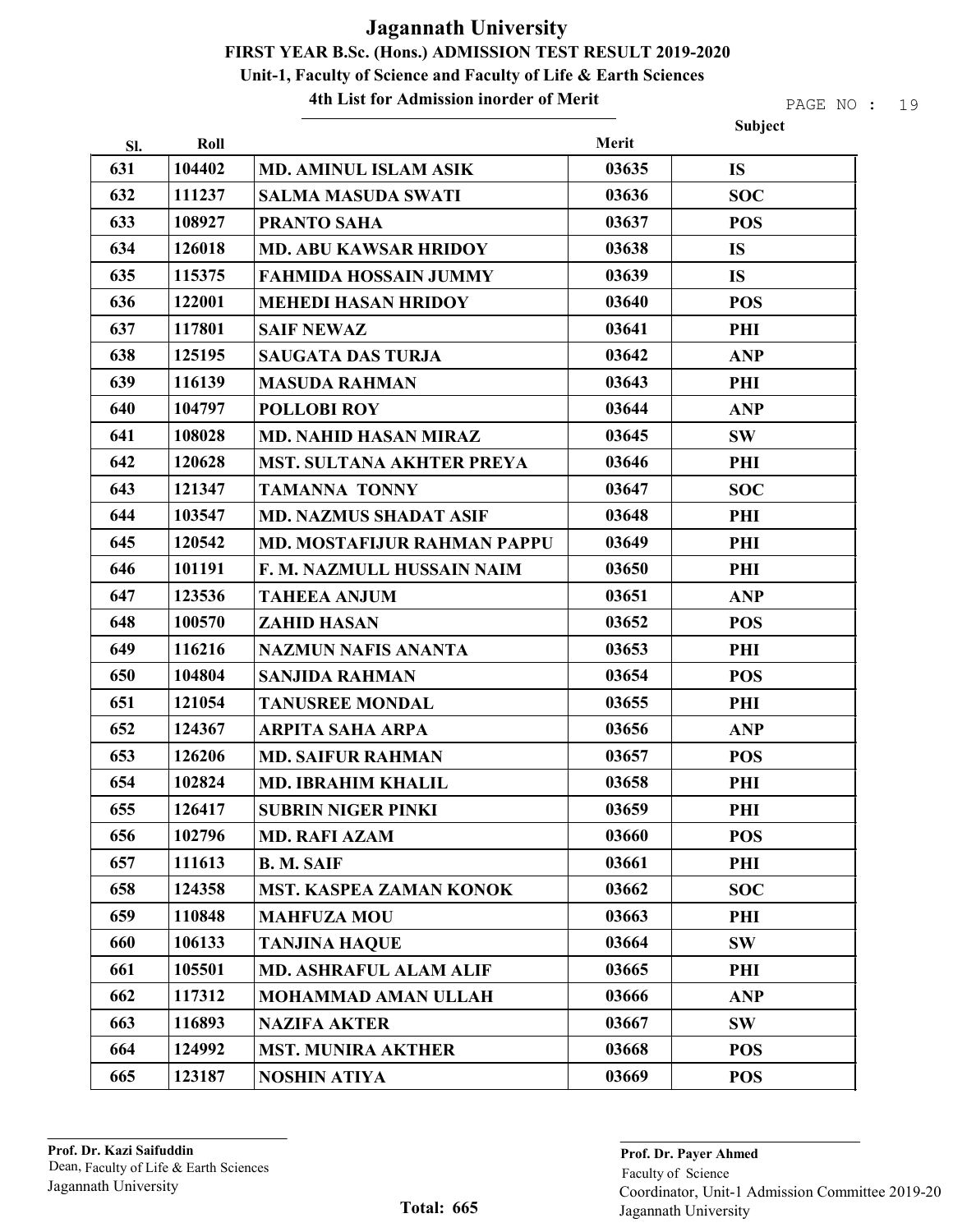# Jagannath University

## FIRST YEAR B.Sc. (Hons.) ADMISSION TEST RESULT 2019-2020

### Unit-1, Faculty of Science and Faculty of Life & Earth Sciences

### 4th List for Admission inorder of Merit

| Sl. | Roll | | Merit | Subject |
|---|---|---|---|---|
| 631 | 104402 | MD. AMINUL ISLAM ASIK | 03635 | IS |
| 632 | 111237 | SALMA MASUDA SWATI | 03636 | SOC |
| 633 | 108927 | PRANTO SAHA | 03637 | POS |
| 634 | 126018 | MD. ABU KAWSAR HRIDOY | 03638 | IS |
| 635 | 115375 | FAHMIDA HOSSAIN JUMMY | 03639 | IS |
| 636 | 122001 | MEHEDI HASAN HRIDOY | 03640 | POS |
| 637 | 117801 | SAIF NEWAZ | 03641 | PHI |
| 638 | 125195 | SAUGATA DAS TURJA | 03642 | ANP |
| 639 | 116139 | MASUDA RAHMAN | 03643 | PHI |
| 640 | 104797 | POLLOBI ROY | 03644 | ANP |
| 641 | 108028 | MD. NAHID HASAN MIRAZ | 03645 | SW |
| 642 | 120628 | MST. SULTANA AKHTER PREYA | 03646 | PHI |
| 643 | 121347 | TAMANNA TONNY | 03647 | SOC |
| 644 | 103547 | MD. NAZMUS SHADAT ASIF | 03648 | PHI |
| 645 | 120542 | MD. MOSTAFIJUR RAHMAN PAPPU | 03649 | PHI |
| 646 | 101191 | F. M. NAZMULL HUSSAIN NAIM | 03650 | PHI |
| 647 | 123536 | TAHEEA ANJUM | 03651 | ANP |
| 648 | 100570 | ZAHID HASAN | 03652 | POS |
| 649 | 116216 | NAZMUN NAFIS ANANTA | 03653 | PHI |
| 650 | 104804 | SANJIDA RAHMAN | 03654 | POS |
| 651 | 121054 | TANUSREE MONDAL | 03655 | PHI |
| 652 | 124367 | ARPITA SAHA ARPA | 03656 | ANP |
| 653 | 126206 | MD. SAIFUR RAHMAN | 03657 | POS |
| 654 | 102824 | MD. IBRAHIM KHALIL | 03658 | PHI |
| 655 | 126417 | SUBRIN NIGER PINKI | 03659 | PHI |
| 656 | 102796 | MD. RAFI AZAM | 03660 | POS |
| 657 | 111613 | B. M. SAIF | 03661 | PHI |
| 658 | 124358 | MST. KASPEA ZAMAN KONOK | 03662 | SOC |
| 659 | 110848 | MAHFUZA MOU | 03663 | PHI |
| 660 | 106133 | TANJINA HAQUE | 03664 | SW |
| 661 | 105501 | MD. ASHRAFUL ALAM ALIF | 03665 | PHI |
| 662 | 117312 | MOHAMMAD AMAN ULLAH | 03666 | ANP |
| 663 | 116893 | NAZIFA AKTER | 03667 | SW |
| 664 | 124992 | MST. MUNIRA AKTHER | 03668 | POS |
| 665 | 123187 | NOSHIN ATIYA | 03669 | POS |

**Total: 665**

**Prof. Dr. Kazi Saifuddin**
Dean, Faculty of Life & Earth Sciences
Jagannath University

**Prof. Dr. Payer Ahmed**
Faculty of Science
Coordinator, Unit-1 Admission Committee 2019-20
Jagannath University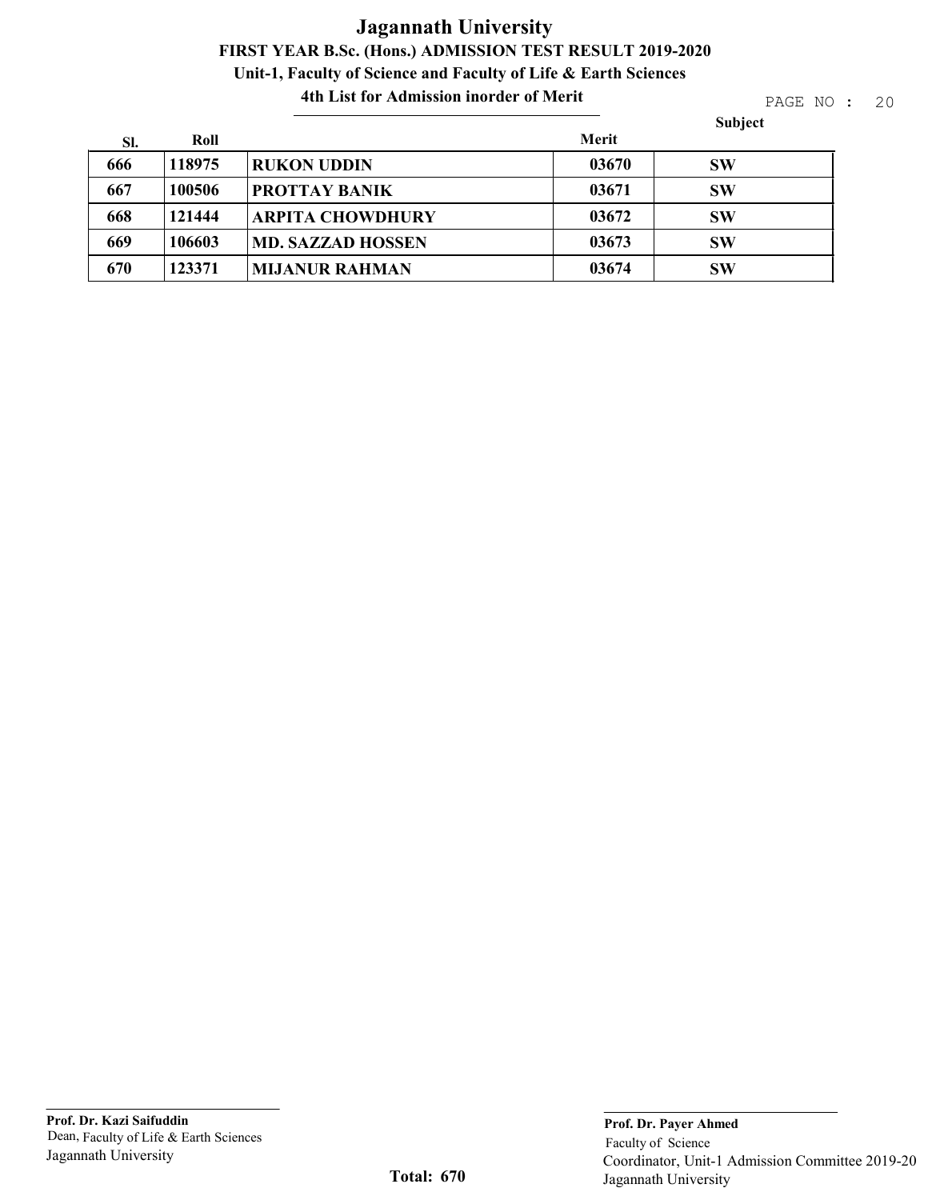# Jagannath University

## FIRST YEAR B.Sc. (Hons.) ADMISSION TEST RESULT 2019-2020

### Unit-1, Faculty of Science and Faculty of Life & Earth Sciences

### 4th List for Admission inorder of Merit

| Sl. | Roll | | Merit | Subject |
|---|---|---|---|---|
| 666 | 118975 | RUKON UDDIN | 03670 | SW |
| 667 | 100506 | PROTTAY BANIK | 03671 | SW |
| 668 | 121444 | ARPITA CHOWDHURY | 03672 | SW |
| 669 | 106603 | MD. SAZZAD HOSSEN | 03673 | SW |
| 670 | 123371 | MIJANUR RAHMAN | 03674 | SW |

**Total: 670**

**Prof. Dr. Kazi Saifuddin**
Dean, Faculty of Life & Earth Sciences
Jagannath University

**Prof. Dr. Payer Ahmed**
Faculty of Science
Coordinator, Unit-1 Admission Committee 2019-20
Jagannath University